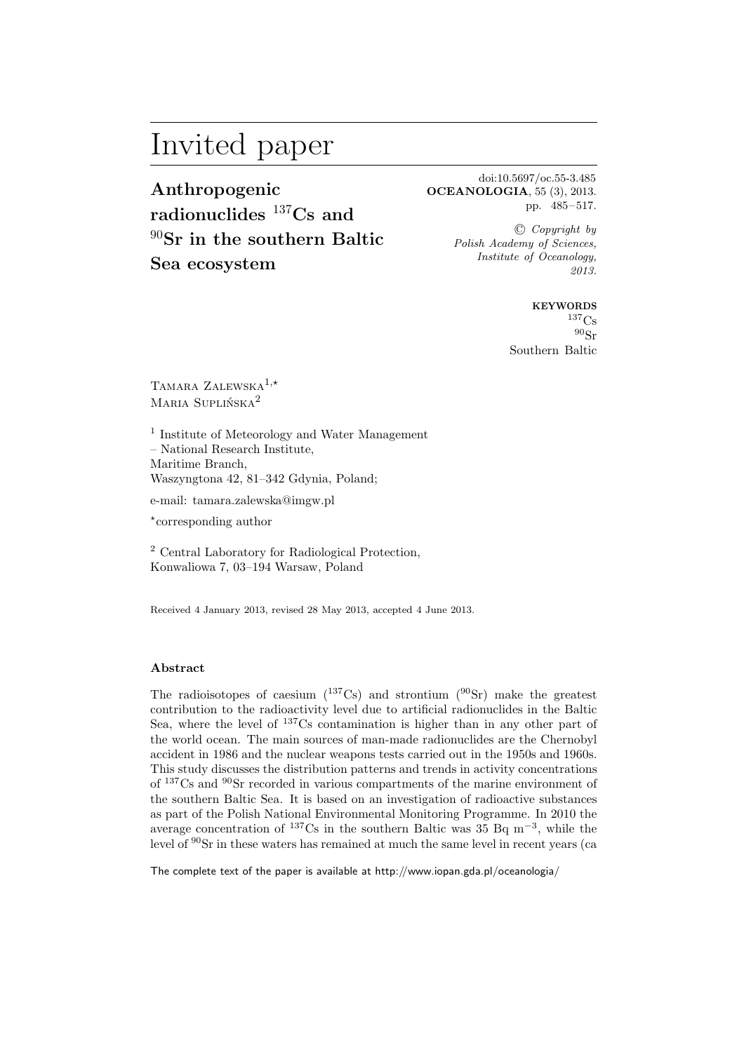# Invited paper

## Anthropogenic radionuclides $^{137}Cs$ and $^{90}Sr$ in the southern Baltic Sea ecosystem

doi:10.5697/oc.55-3.485
**OCEANOLOGIA**, 55 (3), 2013.
pp. 485–517.

© *Copyright by Polish Academy of Sciences, Institute of Oceanology, 2013.*

**KEYWORDS**
$^{137}Cs$
$^{90}Sr$
Southern Baltic

Tamara Zalewska[1,⋆]
Maria Suplińska[2]

[1] Institute of Meteorology and Water Management – National Research Institute, Maritime Branch, Waszyngtona 42, 81–342 Gdynia, Poland;

e-mail: tamara.zalewska@imgw.pl

⋆corresponding author

[2] Central Laboratory for Radiological Protection, Konwaliowa 7, 03–194 Warsaw, Poland

Received 4 January 2013, revised 28 May 2013, accepted 4 June 2013.

#### Abstract

The radioisotopes of caesium ($^{137}Cs$) and strontium ($^{90}Sr$) make the greatest contribution to the radioactivity level due to artificial radionuclides in the Baltic Sea, where the level of $^{137}Cs$ contamination is higher than in any other part of the world ocean. The main sources of man-made radionuclides are the Chernobyl accident in 1986 and the nuclear weapons tests carried out in the 1950s and 1960s. This study discusses the distribution patterns and trends in activity concentrations of $^{137}Cs$ and $^{90}Sr$ recorded in various compartments of the marine environment of the southern Baltic Sea. It is based on an investigation of radioactive substances as part of the Polish National Environmental Monitoring Programme. In 2010 the average concentration of $^{137}Cs$ in the southern Baltic was 35 Bq m$^{-3}$, while the level of $^{90}Sr$ in these waters has remained at much the same level in recent years (ca

The complete text of the paper is available at http://www.iopan.gda.pl/oceanologia/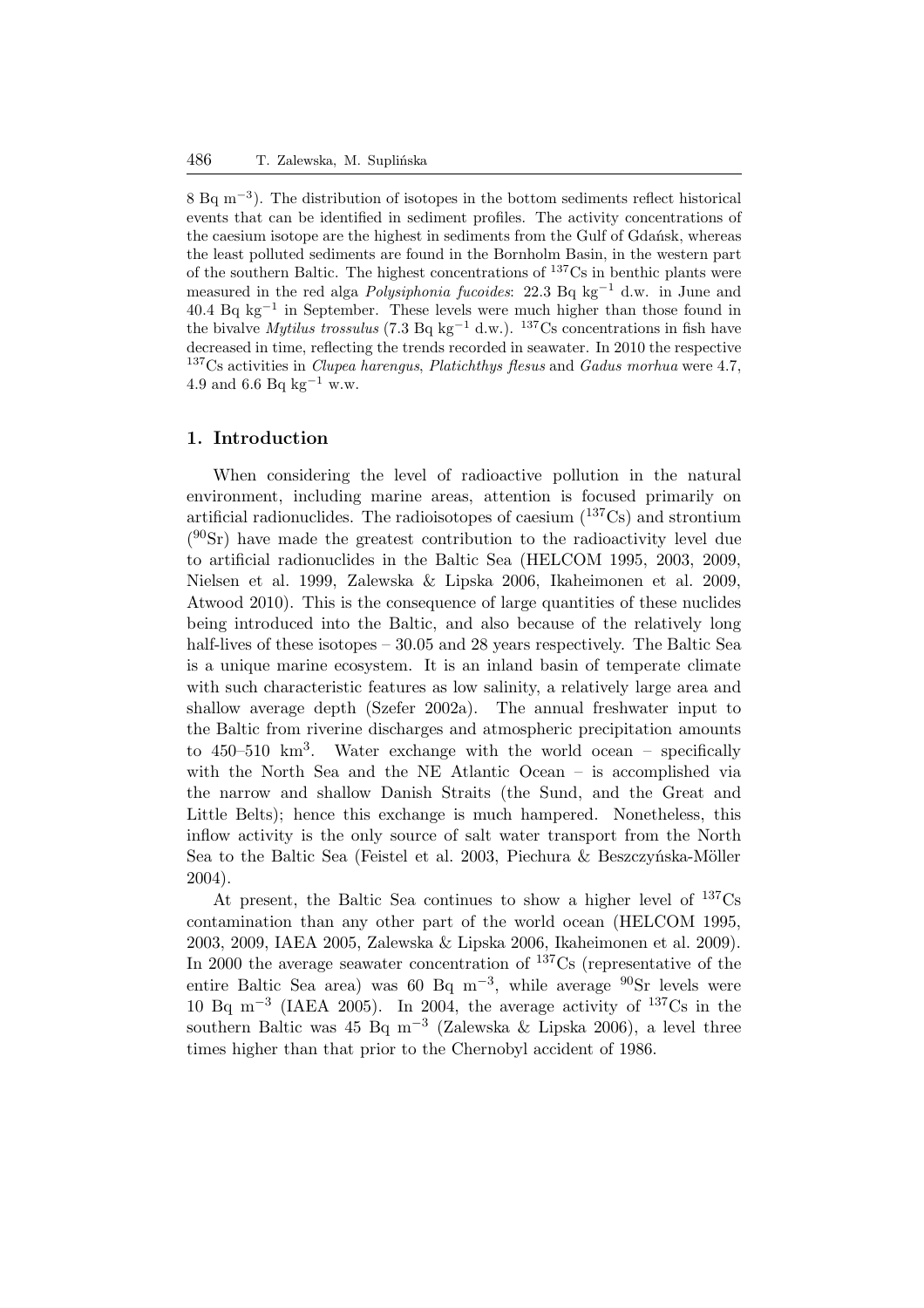8 Bq m$^{-3}$). The distribution of isotopes in the bottom sediments reflect historical events that can be identified in sediment profiles. The activity concentrations of the caesium isotope are the highest in sediments from the Gulf of Gdańsk, whereas the least polluted sediments are found in the Bornholm Basin, in the western part of the southern Baltic. The highest concentrations of $^{137}$Cs in benthic plants were measured in the red alga *Polysiphonia fucoides*: 22.3 Bq kg$^{-1}$ d.w. in June and 40.4 Bq kg$^{-1}$ in September. These levels were much higher than those found in the bivalve *Mytilus trossulus* (7.3 Bq kg$^{-1}$ d.w.). $^{137}$Cs concentrations in fish have decreased in time, reflecting the trends recorded in seawater. In 2010 the respective $^{137}$Cs activities in *Clupea harengus*, *Platichthys flesus* and *Gadus morhua* were 4.7, 4.9 and 6.6 Bq kg$^{-1}$ w.w.

## 1. Introduction

When considering the level of radioactive pollution in the natural environment, including marine areas, attention is focused primarily on artificial radionuclides. The radioisotopes of caesium ($^{137}$Cs) and strontium ($^{90}$Sr) have made the greatest contribution to the radioactivity level due to artificial radionuclides in the Baltic Sea (HELCOM 1995, 2003, 2009, Nielsen et al. 1999, Zalewska & Lipska 2006, Ikaheimonen et al. 2009, Atwood 2010). This is the consequence of large quantities of these nuclides being introduced into the Baltic, and also because of the relatively long half-lives of these isotopes – 30.05 and 28 years respectively. The Baltic Sea is a unique marine ecosystem. It is an inland basin of temperate climate with such characteristic features as low salinity, a relatively large area and shallow average depth (Szefer 2002a). The annual freshwater input to the Baltic from riverine discharges and atmospheric precipitation amounts to 450–510 km$^3$. Water exchange with the world ocean – specifically with the North Sea and the NE Atlantic Ocean – is accomplished via the narrow and shallow Danish Straits (the Sund, and the Great and Little Belts); hence this exchange is much hampered. Nonetheless, this inflow activity is the only source of salt water transport from the North Sea to the Baltic Sea (Feistel et al. 2003, Piechura & Beszczyńska-Möller 2004).

At present, the Baltic Sea continues to show a higher level of $^{137}$Cs contamination than any other part of the world ocean (HELCOM 1995, 2003, 2009, IAEA 2005, Zalewska & Lipska 2006, Ikaheimonen et al. 2009). In 2000 the average seawater concentration of $^{137}$Cs (representative of the entire Baltic Sea area) was 60 Bq m$^{-3}$, while average $^{90}$Sr levels were 10 Bq m$^{-3}$ (IAEA 2005). In 2004, the average activity of $^{137}$Cs in the southern Baltic was 45 Bq m$^{-3}$ (Zalewska & Lipska 2006), a level three times higher than that prior to the Chernobyl accident of 1986.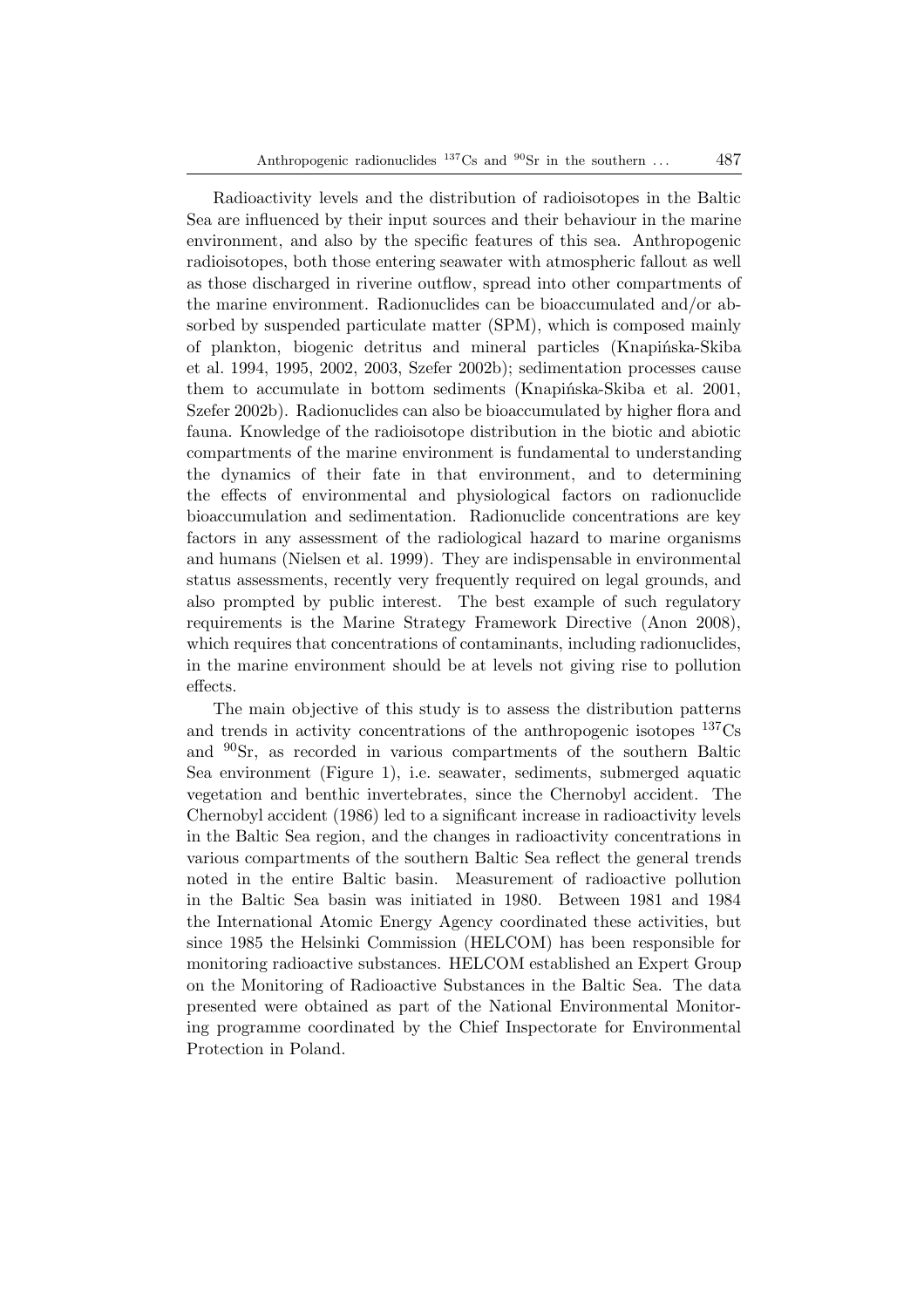Radioactivity levels and the distribution of radioisotopes in the Baltic Sea are influenced by their input sources and their behaviour in the marine environment, and also by the specific features of this sea. Anthropogenic radioisotopes, both those entering seawater with atmospheric fallout as well as those discharged in riverine outflow, spread into other compartments of the marine environment. Radionuclides can be bioaccumulated and/or absorbed by suspended particulate matter (SPM), which is composed mainly of plankton, biogenic detritus and mineral particles (Knapińska-Skiba et al. 1994, 1995, 2002, 2003, Szefer 2002b); sedimentation processes cause them to accumulate in bottom sediments (Knapińska-Skiba et al. 2001, Szefer 2002b). Radionuclides can also be bioaccumulated by higher flora and fauna. Knowledge of the radioisotope distribution in the biotic and abiotic compartments of the marine environment is fundamental to understanding the dynamics of their fate in that environment, and to determining the effects of environmental and physiological factors on radionuclide bioaccumulation and sedimentation. Radionuclide concentrations are key factors in any assessment of the radiological hazard to marine organisms and humans (Nielsen et al. 1999). They are indispensable in environmental status assessments, recently very frequently required on legal grounds, and also prompted by public interest. The best example of such regulatory requirements is the Marine Strategy Framework Directive (Anon 2008), which requires that concentrations of contaminants, including radionuclides, in the marine environment should be at levels not giving rise to pollution effects.

The main objective of this study is to assess the distribution patterns and trends in activity concentrations of the anthropogenic isotopes $^{137}$Cs and $^{90}$Sr, as recorded in various compartments of the southern Baltic Sea environment (Figure 1), i.e. seawater, sediments, submerged aquatic vegetation and benthic invertebrates, since the Chernobyl accident. The Chernobyl accident (1986) led to a significant increase in radioactivity levels in the Baltic Sea region, and the changes in radioactivity concentrations in various compartments of the southern Baltic Sea reflect the general trends noted in the entire Baltic basin. Measurement of radioactive pollution in the Baltic Sea basin was initiated in 1980. Between 1981 and 1984 the International Atomic Energy Agency coordinated these activities, but since 1985 the Helsinki Commission (HELCOM) has been responsible for monitoring radioactive substances. HELCOM established an Expert Group on the Monitoring of Radioactive Substances in the Baltic Sea. The data presented were obtained as part of the National Environmental Monitoring programme coordinated by the Chief Inspectorate for Environmental Protection in Poland.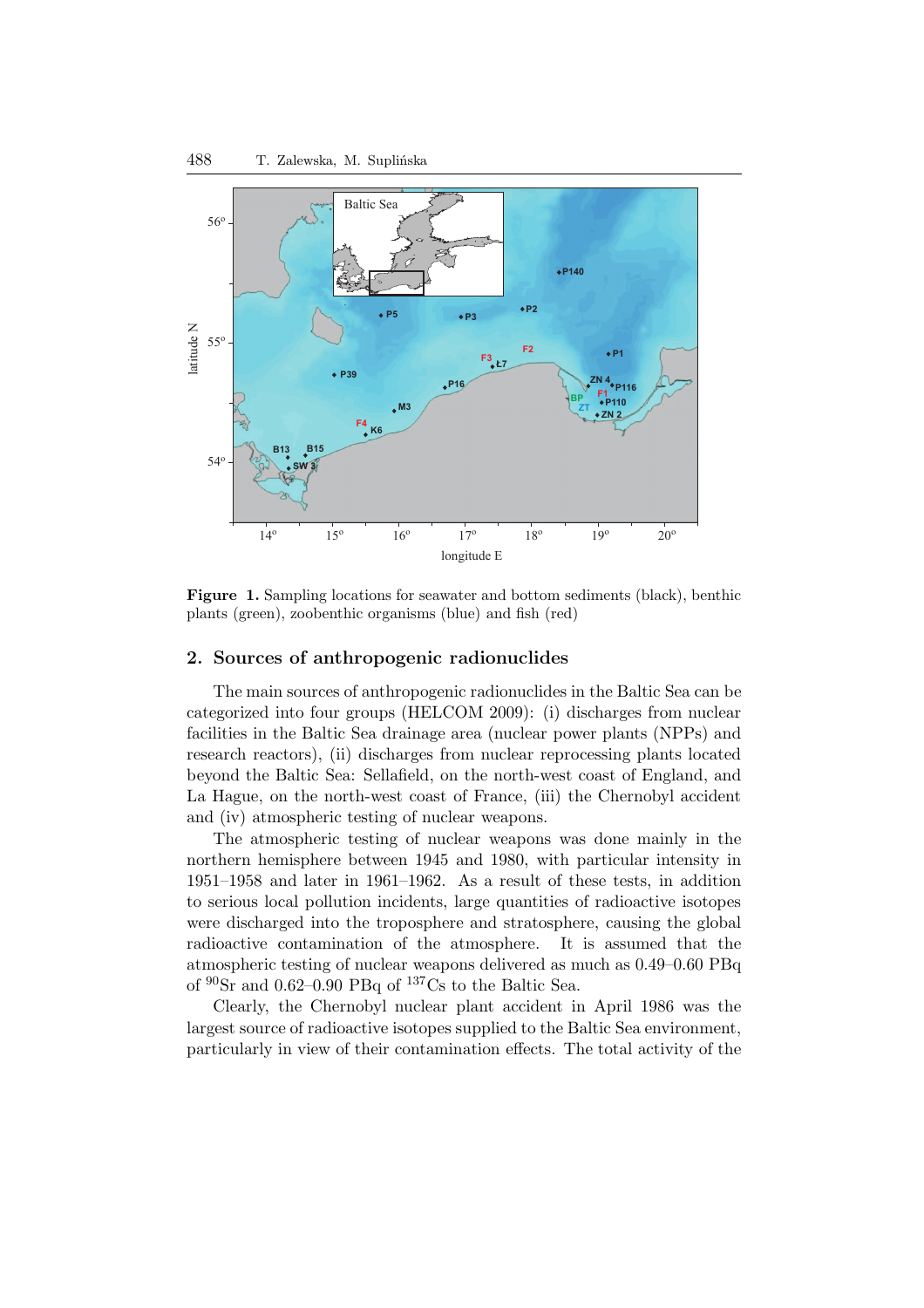**Figure 1.** Sampling locations for seawater and bottom sediments (black), benthic plants (green), zoobenthic organisms (blue) and fish (red)

## 2. Sources of anthropogenic radionuclides

The main sources of anthropogenic radionuclides in the Baltic Sea can be categorized into four groups (HELCOM 2009): (i) discharges from nuclear facilities in the Baltic Sea drainage area (nuclear power plants (NPPs) and research reactors), (ii) discharges from nuclear reprocessing plants located beyond the Baltic Sea: Sellafield, on the north-west coast of England, and La Hague, on the north-west coast of France, (iii) the Chernobyl accident and (iv) atmospheric testing of nuclear weapons.

The atmospheric testing of nuclear weapons was done mainly in the northern hemisphere between 1945 and 1980, with particular intensity in 1951–1958 and later in 1961–1962. As a result of these tests, in addition to serious local pollution incidents, large quantities of radioactive isotopes were discharged into the troposphere and stratosphere, causing the global radioactive contamination of the atmosphere. It is assumed that the atmospheric testing of nuclear weapons delivered as much as 0.49–0.60 PBq of $^{90}$Sr and 0.62–0.90 PBq of $^{137}$Cs to the Baltic Sea.

Clearly, the Chernobyl nuclear plant accident in April 1986 was the largest source of radioactive isotopes supplied to the Baltic Sea environment, particularly in view of their contamination effects. The total activity of the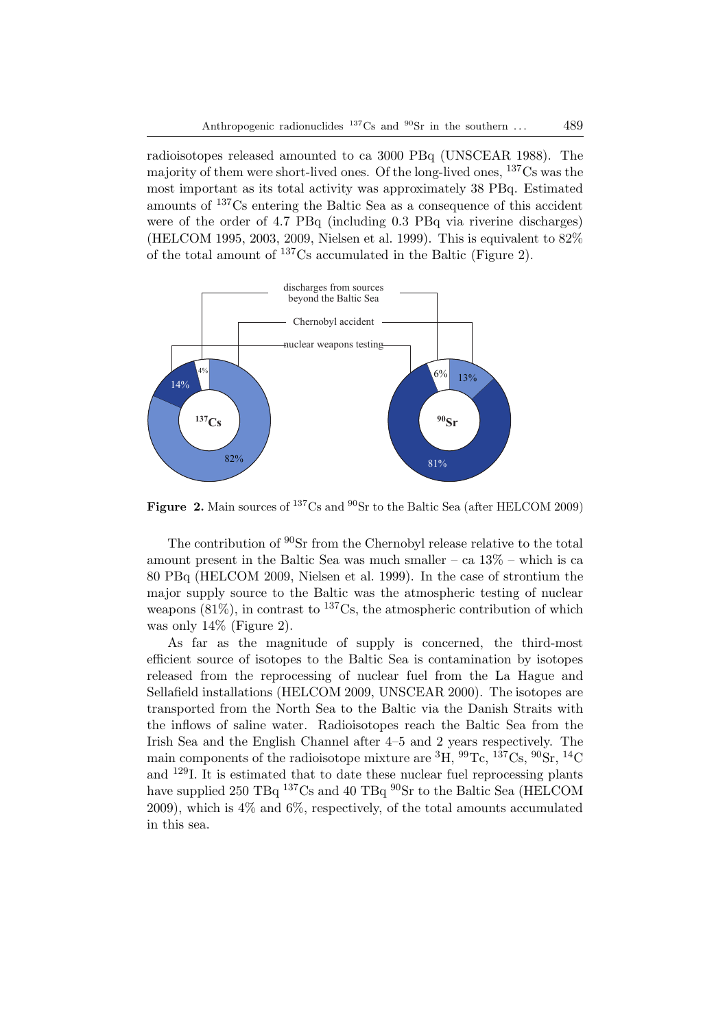radioisotopes released amounted to ca 3000 PBq (UNSCEAR 1988). The majority of them were short-lived ones. Of the long-lived ones, $^{137}$Cs was the most important as its total activity was approximately 38 PBq. Estimated amounts of $^{137}$Cs entering the Baltic Sea as a consequence of this accident were of the order of 4.7 PBq (including 0.3 PBq via riverine discharges) (HELCOM 1995, 2003, 2009, Nielsen et al. 1999). This is equivalent to 82% of the total amount of $^{137}$Cs accumulated in the Baltic (Figure 2).

**Figure 2.** Main sources of $^{137}$Cs and $^{90}$Sr to the Baltic Sea (after HELCOM 2009)

The contribution of $^{90}$Sr from the Chernobyl release relative to the total amount present in the Baltic Sea was much smaller – ca 13% – which is ca 80 PBq (HELCOM 2009, Nielsen et al. 1999). In the case of strontium the major supply source to the Baltic was the atmospheric testing of nuclear weapons (81%), in contrast to $^{137}$Cs, the atmospheric contribution of which was only 14% (Figure 2).

As far as the magnitude of supply is concerned, the third-most efficient source of isotopes to the Baltic Sea is contamination by isotopes released from the reprocessing of nuclear fuel from the La Hague and Sellafield installations (HELCOM 2009, UNSCEAR 2000). The isotopes are transported from the North Sea to the Baltic via the Danish Straits with the inflows of saline water. Radioisotopes reach the Baltic Sea from the Irish Sea and the English Channel after 4–5 and 2 years respectively. The main components of the radioisotope mixture are $^{3}$H, $^{99}$Tc, $^{137}$Cs, $^{90}$Sr, $^{14}$C and $^{129}$I. It is estimated that to date these nuclear fuel reprocessing plants have supplied 250 TBq $^{137}$Cs and 40 TBq $^{90}$Sr to the Baltic Sea (HELCOM 2009), which is 4% and 6%, respectively, of the total amounts accumulated in this sea.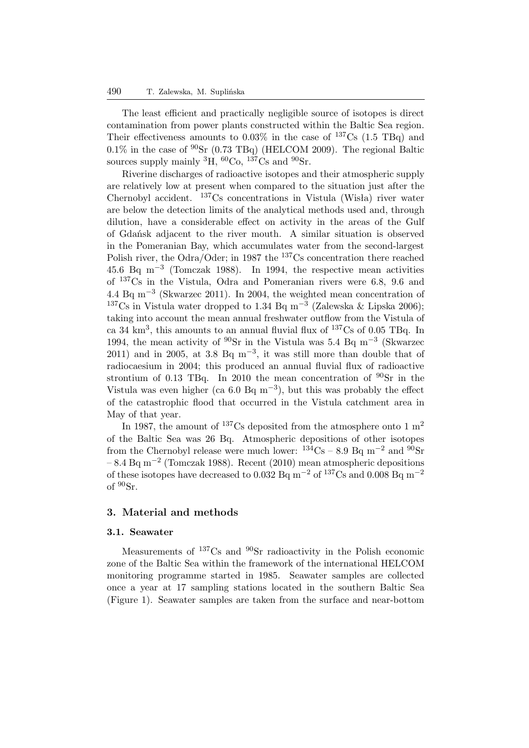The least efficient and practically negligible source of isotopes is direct contamination from power plants constructed within the Baltic Sea region. Their effectiveness amounts to 0.03% in the case of $^{137}$Cs (1.5 TBq) and 0.1% in the case of $^{90}$Sr (0.73 TBq) (HELCOM 2009). The regional Baltic sources supply mainly $^{3}$H, $^{60}$Co, $^{137}$Cs and $^{90}$Sr.

Riverine discharges of radioactive isotopes and their atmospheric supply are relatively low at present when compared to the situation just after the Chernobyl accident. $^{137}$Cs concentrations in Vistula (Wisła) river water are below the detection limits of the analytical methods used and, through dilution, have a considerable effect on activity in the areas of the Gulf of Gdańsk adjacent to the river mouth. A similar situation is observed in the Pomeranian Bay, which accumulates water from the second-largest Polish river, the Odra/Oder; in 1987 the $^{137}$Cs concentration there reached 45.6 Bq m$^{-3}$ (Tomczak 1988). In 1994, the respective mean activities of $^{137}$Cs in the Vistula, Odra and Pomeranian rivers were 6.8, 9.6 and 4.4 Bq m$^{-3}$ (Skwarzec 2011). In 2004, the weighted mean concentration of $^{137}$Cs in Vistula water dropped to 1.34 Bq m$^{-3}$ (Zalewska & Lipska 2006); taking into account the mean annual freshwater outflow from the Vistula of ca 34 km$^{3}$, this amounts to an annual fluvial flux of $^{137}$Cs of 0.05 TBq. In 1994, the mean activity of $^{90}$Sr in the Vistula was 5.4 Bq m$^{-3}$ (Skwarzec 2011) and in 2005, at 3.8 Bq m$^{-3}$, it was still more than double that of radiocaesium in 2004; this produced an annual fluvial flux of radioactive strontium of 0.13 TBq. In 2010 the mean concentration of $^{90}$Sr in the Vistula was even higher (ca 6.0 Bq m$^{-3}$), but this was probably the effect of the catastrophic flood that occurred in the Vistula catchment area in May of that year.

In 1987, the amount of $^{137}$Cs deposited from the atmosphere onto 1 m$^{2}$ of the Baltic Sea was 26 Bq. Atmospheric depositions of other isotopes from the Chernobyl release were much lower: $^{134}$Cs – 8.9 Bq m$^{-2}$ and $^{90}$Sr – 8.4 Bq m$^{-2}$ (Tomczak 1988). Recent (2010) mean atmospheric depositions of these isotopes have decreased to 0.032 Bq m$^{-2}$ of $^{137}$Cs and 0.008 Bq m$^{-2}$ of $^{90}$Sr.

## 3. Material and methods

### 3.1. Seawater

Measurements of $^{137}$Cs and $^{90}$Sr radioactivity in the Polish economic zone of the Baltic Sea within the framework of the international HELCOM monitoring programme started in 1985. Seawater samples are collected once a year at 17 sampling stations located in the southern Baltic Sea (Figure 1). Seawater samples are taken from the surface and near-bottom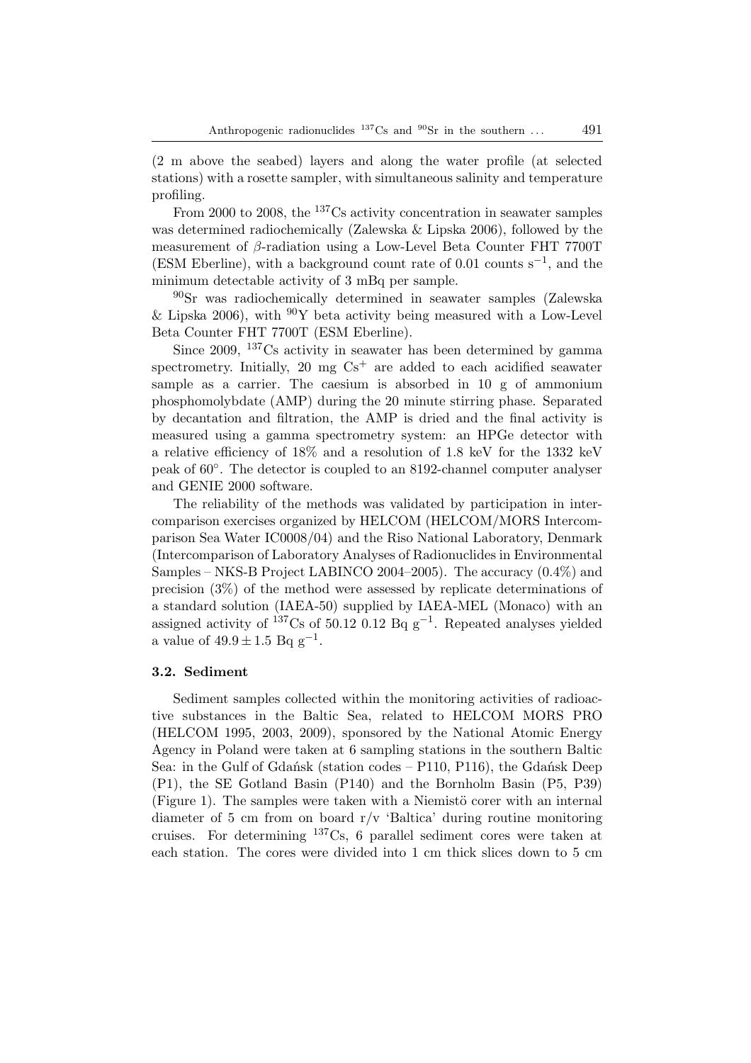(2 m above the seabed) layers and along the water profile (at selected stations) with a rosette sampler, with simultaneous salinity and temperature profiling.

From 2000 to 2008, the $^{137}$Cs activity concentration in seawater samples was determined radiochemically (Zalewska & Lipska 2006), followed by the measurement of $\beta$-radiation using a Low-Level Beta Counter FHT 7700T (ESM Eberline), with a background count rate of 0.01 counts $s^{-1}$, and the minimum detectable activity of 3 mBq per sample.

$^{90}$Sr was radiochemically determined in seawater samples (Zalewska & Lipska 2006), with $^{90}$Y beta activity being measured with a Low-Level Beta Counter FHT 7700T (ESM Eberline).

Since 2009, $^{137}$Cs activity in seawater has been determined by gamma spectrometry. Initially, 20 mg $Cs^+$ are added to each acidified seawater sample as a carrier. The caesium is absorbed in 10 g of ammonium phosphomolybdate (AMP) during the 20 minute stirring phase. Separated by decantation and filtration, the AMP is dried and the final activity is measured using a gamma spectrometry system: an HPGe detector with a relative efficiency of 18% and a resolution of 1.8 keV for the 1332 keV peak of 60°. The detector is coupled to an 8192-channel computer analyser and GENIE 2000 software.

The reliability of the methods was validated by participation in intercomparison exercises organized by HELCOM (HELCOM/MORS Intercomparison Sea Water IC0008/04) and the Riso National Laboratory, Denmark (Intercomparison of Laboratory Analyses of Radionuclides in Environmental Samples – NKS-B Project LABINCO 2004–2005). The accuracy (0.4%) and precision (3%) of the method were assessed by replicate determinations of a standard solution (IAEA-50) supplied by IAEA-MEL (Monaco) with an assigned activity of $^{137}$Cs of 50.12 0.12 Bq $g^{-1}$. Repeated analyses yielded a value of $49.9 \pm 1.5$ Bq $g^{-1}$.

### 3.2. Sediment

Sediment samples collected within the monitoring activities of radioactive substances in the Baltic Sea, related to HELCOM MORS PRO (HELCOM 1995, 2003, 2009), sponsored by the National Atomic Energy Agency in Poland were taken at 6 sampling stations in the southern Baltic Sea: in the Gulf of Gdańsk (station codes – P110, P116), the Gdańsk Deep (P1), the SE Gotland Basin (P140) and the Bornholm Basin (P5, P39) (Figure 1). The samples were taken with a Niemistö corer with an internal diameter of 5 cm from on board r/v 'Baltica' during routine monitoring cruises. For determining $^{137}$Cs, 6 parallel sediment cores were taken at each station. The cores were divided into 1 cm thick slices down to 5 cm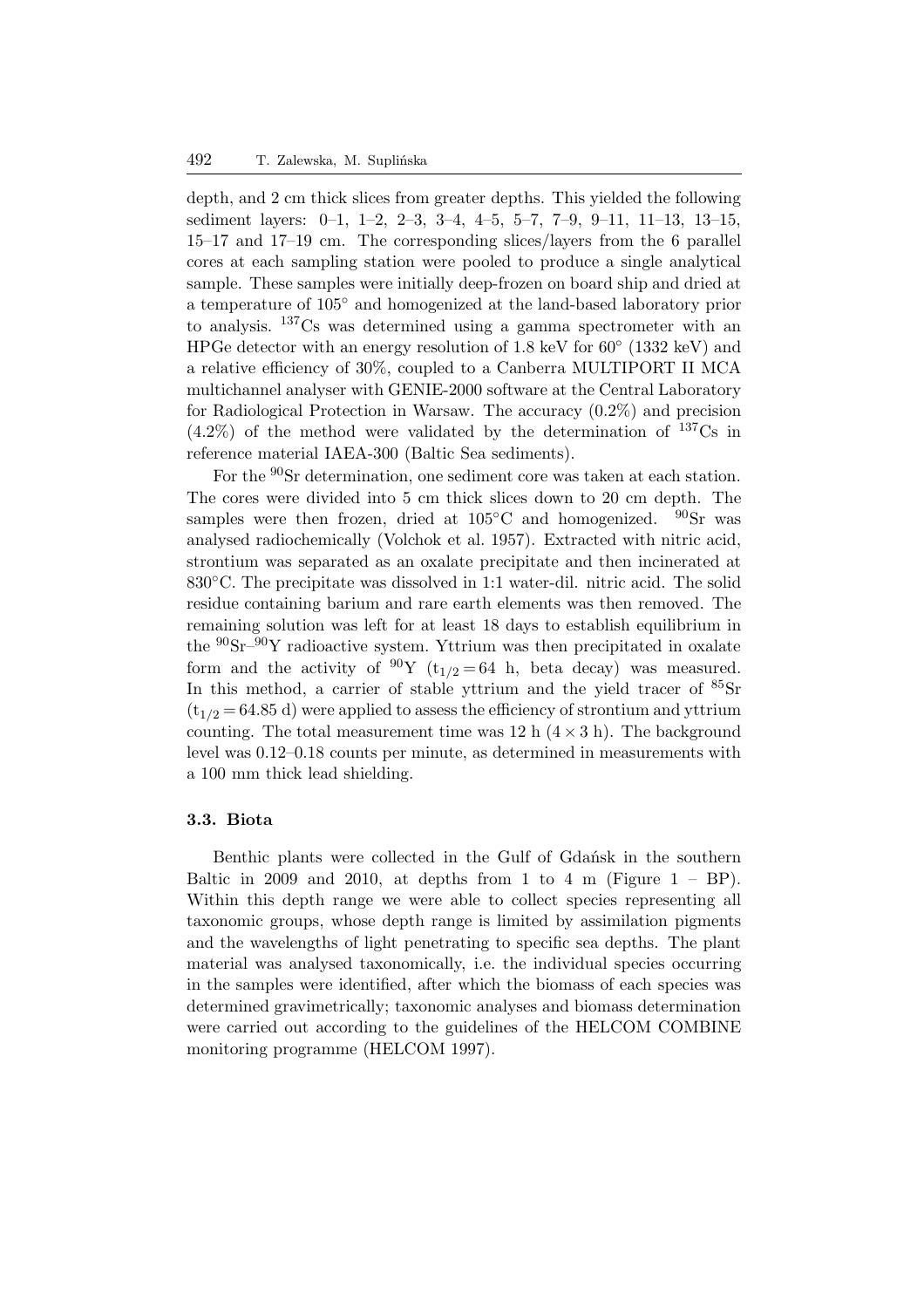depth, and 2 cm thick slices from greater depths. This yielded the following sediment layers: 0–1, 1–2, 2–3, 3–4, 4–5, 5–7, 7–9, 9–11, 11–13, 13–15, 15–17 and 17–19 cm. The corresponding slices/layers from the 6 parallel cores at each sampling station were pooled to produce a single analytical sample. These samples were initially deep-frozen on board ship and dried at a temperature of 105° and homogenized at the land-based laboratory prior to analysis. $^{137}$Cs was determined using a gamma spectrometer with an HPGe detector with an energy resolution of 1.8 keV for 60° (1332 keV) and a relative efficiency of 30%, coupled to a Canberra MULTIPORT II MCA multichannel analyser with GENIE-2000 software at the Central Laboratory for Radiological Protection in Warsaw. The accuracy (0.2%) and precision (4.2%) of the method were validated by the determination of $^{137}$Cs in reference material IAEA-300 (Baltic Sea sediments).

For the $^{90}$Sr determination, one sediment core was taken at each station. The cores were divided into 5 cm thick slices down to 20 cm depth. The samples were then frozen, dried at 105°C and homogenized. $^{90}$Sr was analysed radiochemically (Volchok et al. 1957). Extracted with nitric acid, strontium was separated as an oxalate precipitate and then incinerated at 830°C. The precipitate was dissolved in 1:1 water-dil. nitric acid. The solid residue containing barium and rare earth elements was then removed. The remaining solution was left for at least 18 days to establish equilibrium in the $^{90}$Sr–$^{90}$Y radioactive system. Yttrium was then precipitated in oxalate form and the activity of $^{90}$Y ($t_{1/2} = 64$ h, beta decay) was measured. In this method, a carrier of stable yttrium and the yield tracer of $^{85}$Sr ($t_{1/2} = 64.85$ d) were applied to assess the efficiency of strontium and yttrium counting. The total measurement time was 12 h (4 × 3 h). The background level was 0.12–0.18 counts per minute, as determined in measurements with a 100 mm thick lead shielding.

### 3.3. Biota

Benthic plants were collected in the Gulf of Gdańsk in the southern Baltic in 2009 and 2010, at depths from 1 to 4 m (Figure 1 – BP). Within this depth range we were able to collect species representing all taxonomic groups, whose depth range is limited by assimilation pigments and the wavelengths of light penetrating to specific sea depths. The plant material was analysed taxonomically, i.e. the individual species occurring in the samples were identified, after which the biomass of each species was determined gravimetrically; taxonomic analyses and biomass determination were carried out according to the guidelines of the HELCOM COMBINE monitoring programme (HELCOM 1997).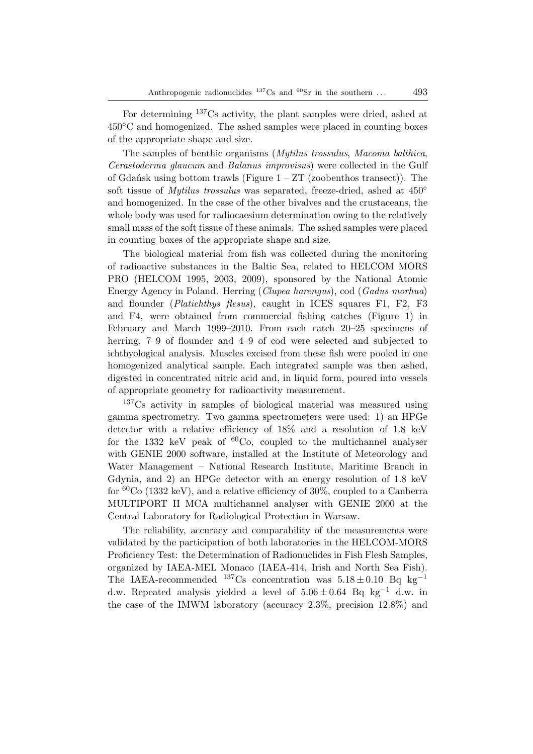For determining $^{137}$Cs activity, the plant samples were dried, ashed at 450°C and homogenized. The ashed samples were placed in counting boxes of the appropriate shape and size.

The samples of benthic organisms (*Mytilus trossulus*, *Macoma balthica*, *Cerastoderma glaucum* and *Balanus improvisus*) were collected in the Gulf of Gdańsk using bottom trawls (Figure 1 – ZT (zoobenthos transect)). The soft tissue of *Mytilus trossulus* was separated, freeze-dried, ashed at 450° and homogenized. In the case of the other bivalves and the crustaceans, the whole body was used for radiocaesium determination owing to the relatively small mass of the soft tissue of these animals. The ashed samples were placed in counting boxes of the appropriate shape and size.

The biological material from fish was collected during the monitoring of radioactive substances in the Baltic Sea, related to HELCOM MORS PRO (HELCOM 1995, 2003, 2009), sponsored by the National Atomic Energy Agency in Poland. Herring (*Clupea harengus*), cod (*Gadus morhua*) and flounder (*Platichthys flesus*), caught in ICES squares F1, F2, F3 and F4, were obtained from commercial fishing catches (Figure 1) in February and March 1999–2010. From each catch 20–25 specimens of herring, 7–9 of flounder and 4–9 of cod were selected and subjected to ichthyological analysis. Muscles excised from these fish were pooled in one homogenized analytical sample. Each integrated sample was then ashed, digested in concentrated nitric acid and, in liquid form, poured into vessels of appropriate geometry for radioactivity measurement.

$^{137}$Cs activity in samples of biological material was measured using gamma spectrometry. Two gamma spectrometers were used: 1) an HPGe detector with a relative efficiency of 18% and a resolution of 1.8 keV for the 1332 keV peak of $^{60}$Co, coupled to the multichannel analyser with GENIE 2000 software, installed at the Institute of Meteorology and Water Management – National Research Institute, Maritime Branch in Gdynia, and 2) an HPGe detector with an energy resolution of 1.8 keV for $^{60}$Co (1332 keV), and a relative efficiency of 30%, coupled to a Canberra MULTIPORT II MCA multichannel analyser with GENIE 2000 at the Central Laboratory for Radiological Protection in Warsaw.

The reliability, accuracy and comparability of the measurements were validated by the participation of both laboratories in the HELCOM-MORS Proficiency Test: the Determination of Radionuclides in Fish Flesh Samples, organized by IAEA-MEL Monaco (IAEA-414, Irish and North Sea Fish). The IAEA-recommended $^{137}$Cs concentration was $5.18 \pm 0.10$ Bq kg$^{-1}$ d.w. Repeated analysis yielded a level of $5.06 \pm 0.64$ Bq kg$^{-1}$ d.w. in the case of the IMWM laboratory (accuracy 2.3%, precision 12.8%) and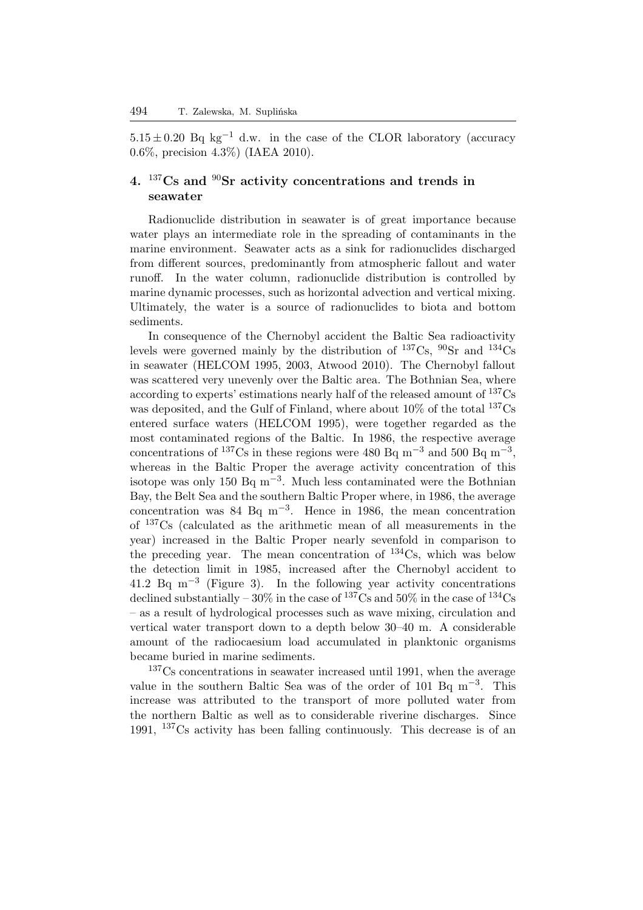$5.15 \pm 0.20$ Bq kg$^{-1}$ d.w. in the case of the CLOR laboratory (accuracy 0.6%, precision 4.3%) (IAEA 2010).

## 4. $^{137}$Cs and $^{90}$Sr activity concentrations and trends in seawater

Radionuclide distribution in seawater is of great importance because water plays an intermediate role in the spreading of contaminants in the marine environment. Seawater acts as a sink for radionuclides discharged from different sources, predominantly from atmospheric fallout and water runoff. In the water column, radionuclide distribution is controlled by marine dynamic processes, such as horizontal advection and vertical mixing. Ultimately, the water is a source of radionuclides to biota and bottom sediments.

In consequence of the Chernobyl accident the Baltic Sea radioactivity levels were governed mainly by the distribution of $^{137}$Cs, $^{90}$Sr and $^{134}$Cs in seawater (HELCOM 1995, 2003, Atwood 2010). The Chernobyl fallout was scattered very unevenly over the Baltic area. The Bothnian Sea, where according to experts' estimations nearly half of the released amount of $^{137}$Cs was deposited, and the Gulf of Finland, where about 10% of the total $^{137}$Cs entered surface waters (HELCOM 1995), were together regarded as the most contaminated regions of the Baltic. In 1986, the respective average concentrations of $^{137}$Cs in these regions were 480 Bq m$^{-3}$ and 500 Bq m$^{-3}$, whereas in the Baltic Proper the average activity concentration of this isotope was only 150 Bq m$^{-3}$. Much less contaminated were the Bothnian Bay, the Belt Sea and the southern Baltic Proper where, in 1986, the average concentration was 84 Bq m$^{-3}$. Hence in 1986, the mean concentration of $^{137}$Cs (calculated as the arithmetic mean of all measurements in the year) increased in the Baltic Proper nearly sevenfold in comparison to the preceding year. The mean concentration of $^{134}$Cs, which was below the detection limit in 1985, increased after the Chernobyl accident to 41.2 Bq m$^{-3}$ (Figure 3). In the following year activity concentrations declined substantially – 30% in the case of $^{137}$Cs and 50% in the case of $^{134}$Cs – as a result of hydrological processes such as wave mixing, circulation and vertical water transport down to a depth below 30–40 m. A considerable amount of the radiocaesium load accumulated in planktonic organisms became buried in marine sediments.

$^{137}$Cs concentrations in seawater increased until 1991, when the average value in the southern Baltic Sea was of the order of 101 Bq m$^{-3}$. This increase was attributed to the transport of more polluted water from the northern Baltic as well as to considerable riverine discharges. Since 1991, $^{137}$Cs activity has been falling continuously. This decrease is of an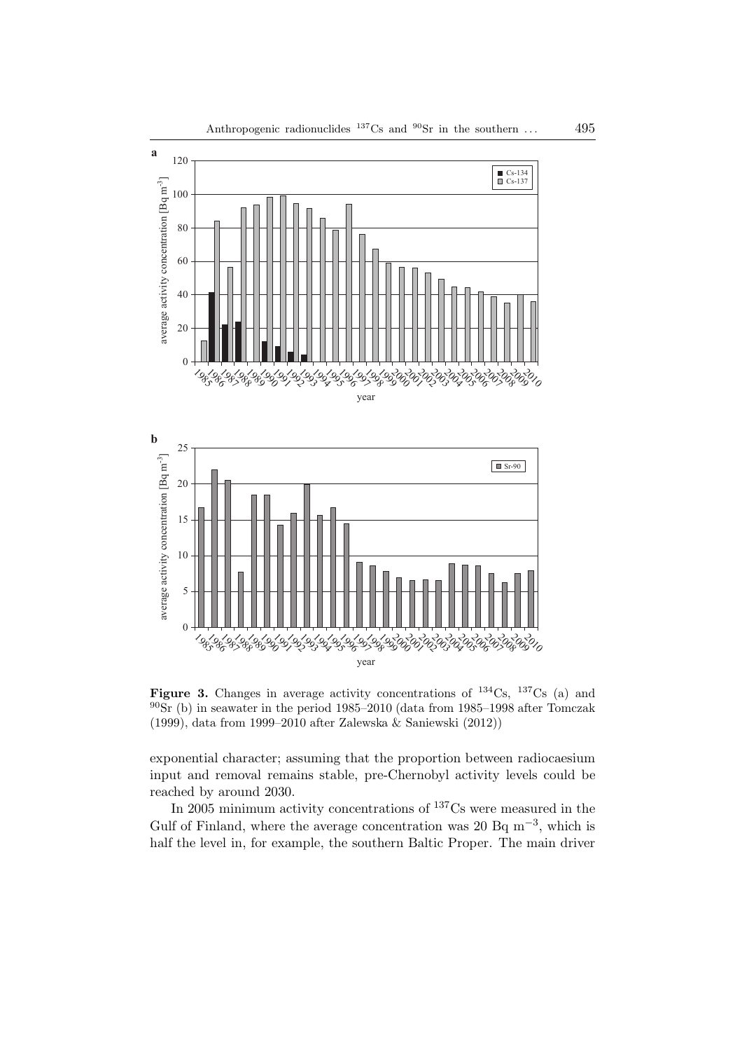**Figure 3.** Changes in average activity concentrations of $^{134}$Cs, $^{137}$Cs (a) and $^{90}$Sr (b) in seawater in the period 1985–2010 (data from 1985–1998 after Tomczak (1999), data from 1999–2010 after Zalewska & Saniewski (2012))

exponential character; assuming that the proportion between radiocaesium input and removal remains stable, pre-Chernobyl activity levels could be reached by around 2030.

In 2005 minimum activity concentrations of $^{137}$Cs were measured in the Gulf of Finland, where the average concentration was 20 Bq m$^{-3}$, which is half the level in, for example, the southern Baltic Proper. The main driver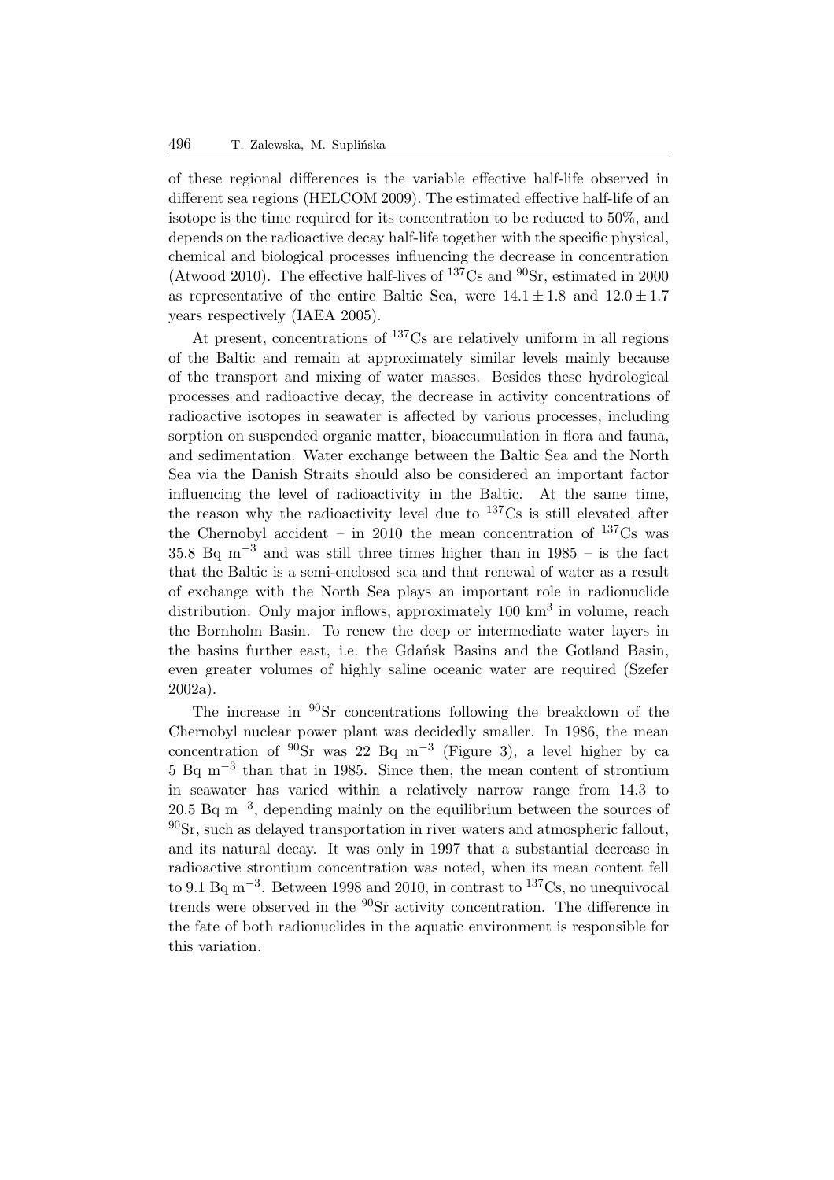of these regional differences is the variable effective half-life observed in different sea regions (HELCOM 2009). The estimated effective half-life of an isotope is the time required for its concentration to be reduced to 50%, and depends on the radioactive decay half-life together with the specific physical, chemical and biological processes influencing the decrease in concentration (Atwood 2010). The effective half-lives of $^{137}$Cs and $^{90}$Sr, estimated in 2000 as representative of the entire Baltic Sea, were $14.1 \pm 1.8$ and $12.0 \pm 1.7$ years respectively (IAEA 2005).

At present, concentrations of $^{137}$Cs are relatively uniform in all regions of the Baltic and remain at approximately similar levels mainly because of the transport and mixing of water masses. Besides these hydrological processes and radioactive decay, the decrease in activity concentrations of radioactive isotopes in seawater is affected by various processes, including sorption on suspended organic matter, bioaccumulation in flora and fauna, and sedimentation. Water exchange between the Baltic Sea and the North Sea via the Danish Straits should also be considered an important factor influencing the level of radioactivity in the Baltic. At the same time, the reason why the radioactivity level due to $^{137}$Cs is still elevated after the Chernobyl accident – in 2010 the mean concentration of $^{137}$Cs was 35.8 Bq m$^{-3}$ and was still three times higher than in 1985 – is the fact that the Baltic is a semi-enclosed sea and that renewal of water as a result of exchange with the North Sea plays an important role in radionuclide distribution. Only major inflows, approximately 100 km$^3$ in volume, reach the Bornholm Basin. To renew the deep or intermediate water layers in the basins further east, i.e. the Gdańsk Basins and the Gotland Basin, even greater volumes of highly saline oceanic water are required (Szefer 2002a).

The increase in $^{90}$Sr concentrations following the breakdown of the Chernobyl nuclear power plant was decidedly smaller. In 1986, the mean concentration of $^{90}$Sr was 22 Bq m$^{-3}$ (Figure 3), a level higher by ca 5 Bq m$^{-3}$ than that in 1985. Since then, the mean content of strontium in seawater has varied within a relatively narrow range from 14.3 to 20.5 Bq m$^{-3}$, depending mainly on the equilibrium between the sources of $^{90}$Sr, such as delayed transportation in river waters and atmospheric fallout, and its natural decay. It was only in 1997 that a substantial decrease in radioactive strontium concentration was noted, when its mean content fell to 9.1 Bq m$^{-3}$. Between 1998 and 2010, in contrast to $^{137}$Cs, no unequivocal trends were observed in the $^{90}$Sr activity concentration. The difference in the fate of both radionuclides in the aquatic environment is responsible for this variation.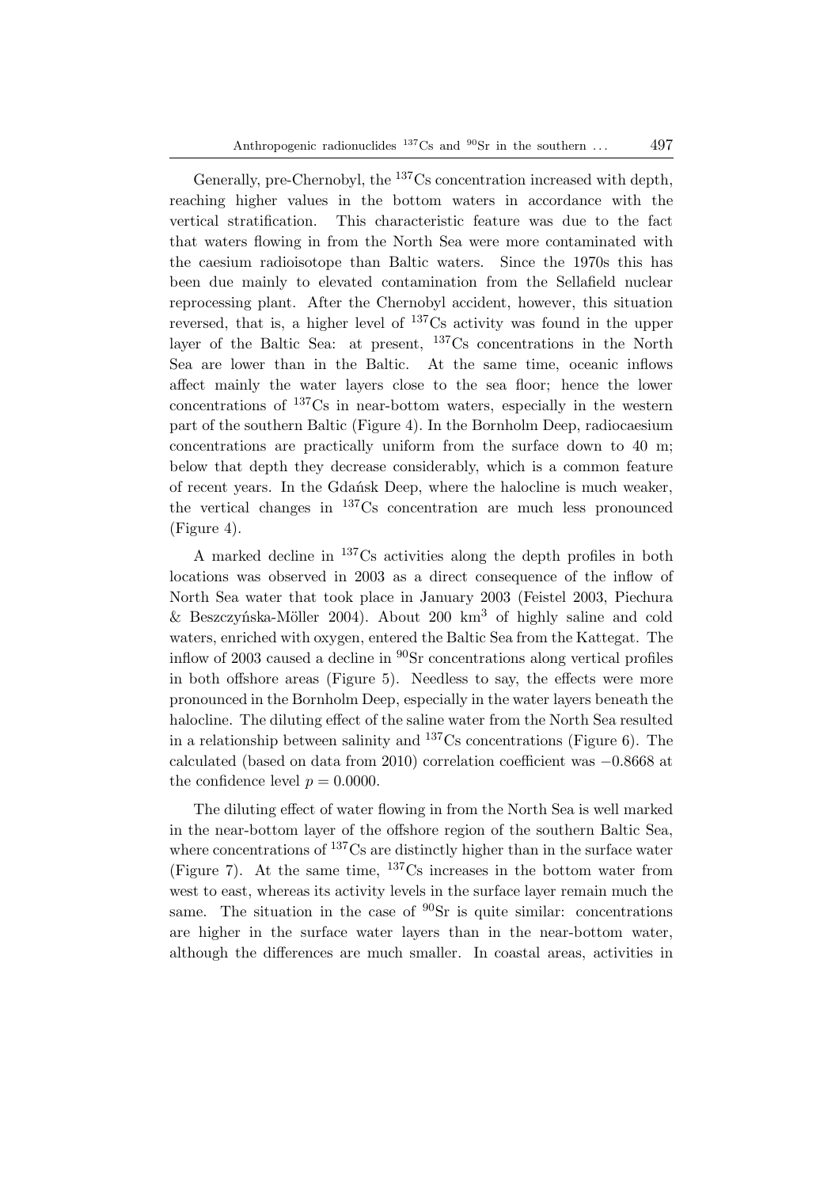Generally, pre-Chernobyl, the $^{137}$Cs concentration increased with depth, reaching higher values in the bottom waters in accordance with the vertical stratification. This characteristic feature was due to the fact that waters flowing in from the North Sea were more contaminated with the caesium radioisotope than Baltic waters. Since the 1970s this has been due mainly to elevated contamination from the Sellafield nuclear reprocessing plant. After the Chernobyl accident, however, this situation reversed, that is, a higher level of $^{137}$Cs activity was found in the upper layer of the Baltic Sea: at present, $^{137}$Cs concentrations in the North Sea are lower than in the Baltic. At the same time, oceanic inflows affect mainly the water layers close to the sea floor; hence the lower concentrations of $^{137}$Cs in near-bottom waters, especially in the western part of the southern Baltic (Figure 4). In the Bornholm Deep, radiocaesium concentrations are practically uniform from the surface down to 40 m; below that depth they decrease considerably, which is a common feature of recent years. In the Gdańsk Deep, where the halocline is much weaker, the vertical changes in $^{137}$Cs concentration are much less pronounced (Figure 4).

A marked decline in $^{137}$Cs activities along the depth profiles in both locations was observed in 2003 as a direct consequence of the inflow of North Sea water that took place in January 2003 (Feistel 2003, Piechura & Beszczyńska-Möller 2004). About 200 km$^3$ of highly saline and cold waters, enriched with oxygen, entered the Baltic Sea from the Kattegat. The inflow of 2003 caused a decline in $^{90}$Sr concentrations along vertical profiles in both offshore areas (Figure 5). Needless to say, the effects were more pronounced in the Bornholm Deep, especially in the water layers beneath the halocline. The diluting effect of the saline water from the North Sea resulted in a relationship between salinity and $^{137}$Cs concentrations (Figure 6). The calculated (based on data from 2010) correlation coefficient was $-0.8668$ at the confidence level $p = 0.0000$.

The diluting effect of water flowing in from the North Sea is well marked in the near-bottom layer of the offshore region of the southern Baltic Sea, where concentrations of $^{137}$Cs are distinctly higher than in the surface water (Figure 7). At the same time, $^{137}$Cs increases in the bottom water from west to east, whereas its activity levels in the surface layer remain much the same. The situation in the case of $^{90}$Sr is quite similar: concentrations are higher in the surface water layers than in the near-bottom water, although the differences are much smaller. In coastal areas, activities in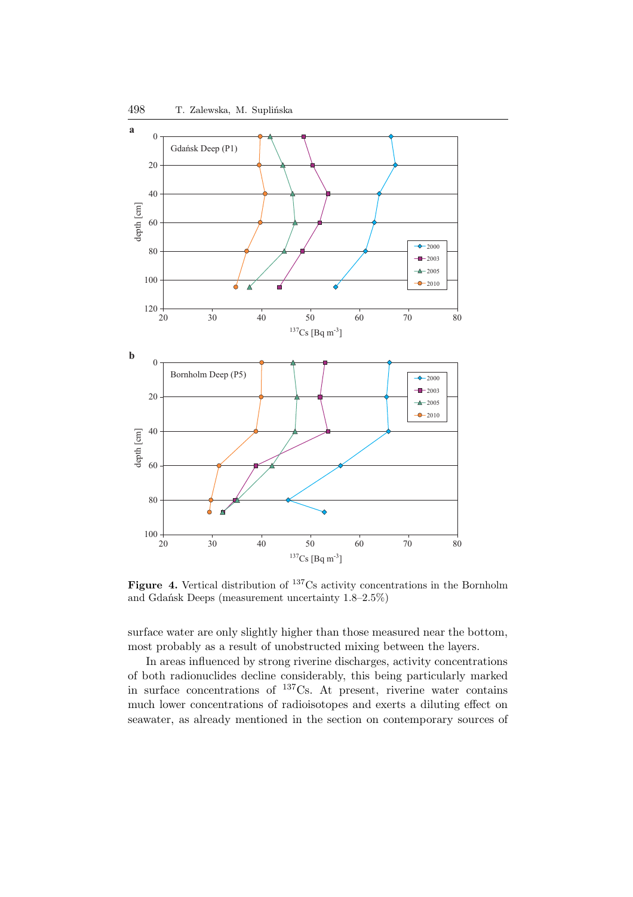**Figure 4.** Vertical distribution of $^{137}$Cs activity concentrations in the Bornholm and Gdańsk Deeps (measurement uncertainty 1.8–2.5%)

surface water are only slightly higher than those measured near the bottom, most probably as a result of unobstructed mixing between the layers.

In areas influenced by strong riverine discharges, activity concentrations of both radionuclides decline considerably, this being particularly marked in surface concentrations of $^{137}$Cs. At present, riverine water contains much lower concentrations of radioisotopes and exerts a diluting effect on seawater, as already mentioned in the section on contemporary sources of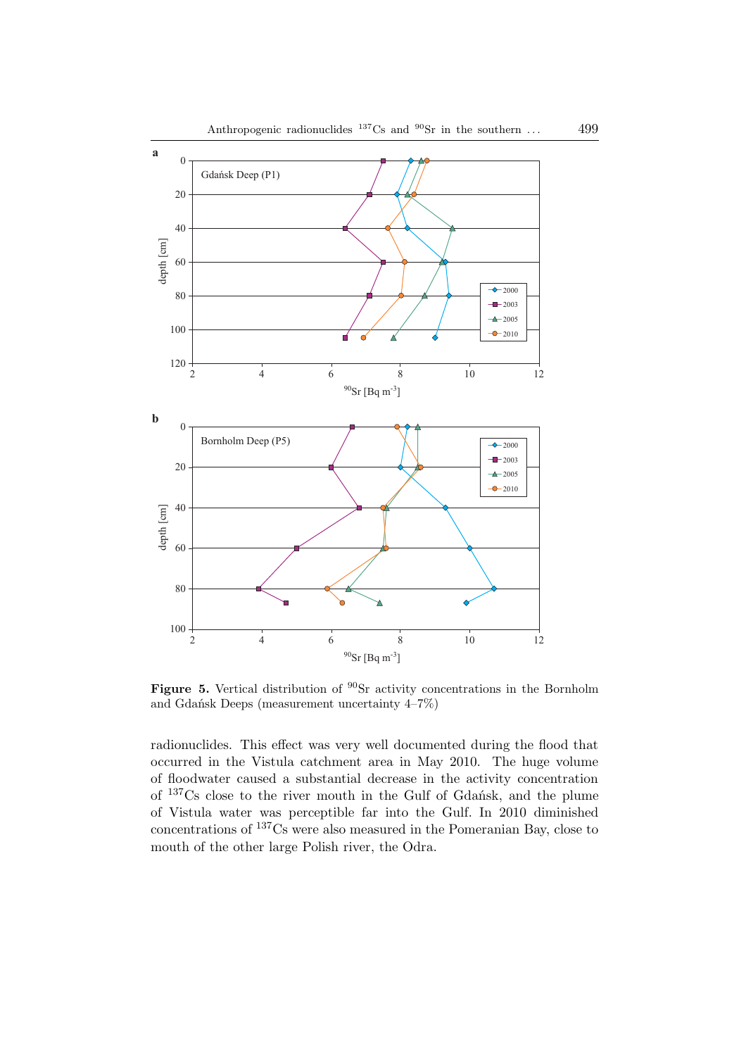**Figure 5.** Vertical distribution of $^{90}$Sr activity concentrations in the Bornholm and Gdańsk Deeps (measurement uncertainty 4–7%)

radionuclides. This effect was very well documented during the flood that occurred in the Vistula catchment area in May 2010. The huge volume of floodwater caused a substantial decrease in the activity concentration of $^{137}$Cs close to the river mouth in the Gulf of Gdańsk, and the plume of Vistula water was perceptible far into the Gulf. In 2010 diminished concentrations of $^{137}$Cs were also measured in the Pomeranian Bay, close to mouth of the other large Polish river, the Odra.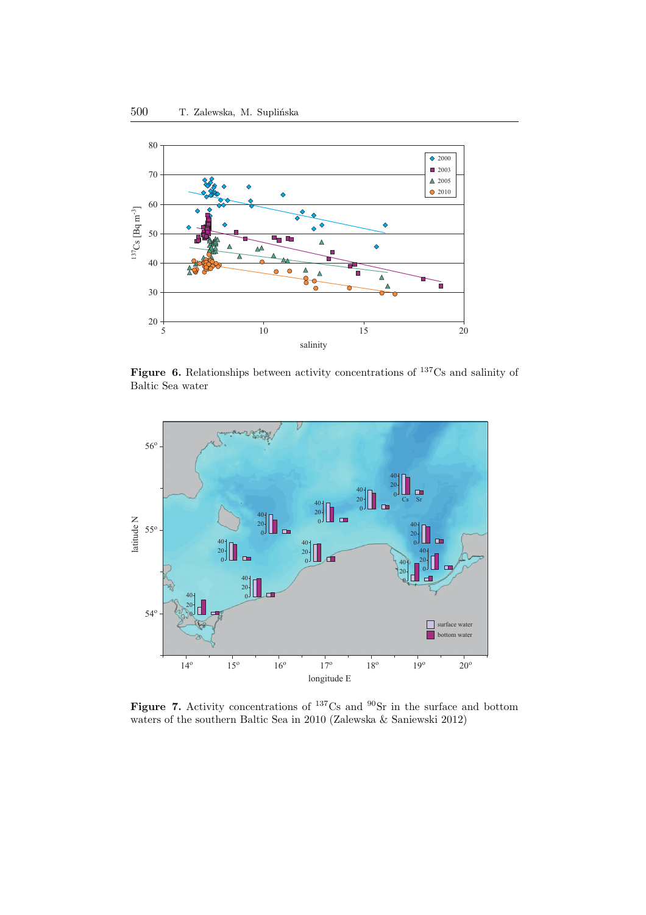**Figure 6.** Relationships between activity concentrations of $^{137}$Cs and salinity of Baltic Sea water

**Figure 7.** Activity concentrations of $^{137}$Cs and $^{90}$Sr in the surface and bottom waters of the southern Baltic Sea in 2010 (Zalewska & Saniewski 2012)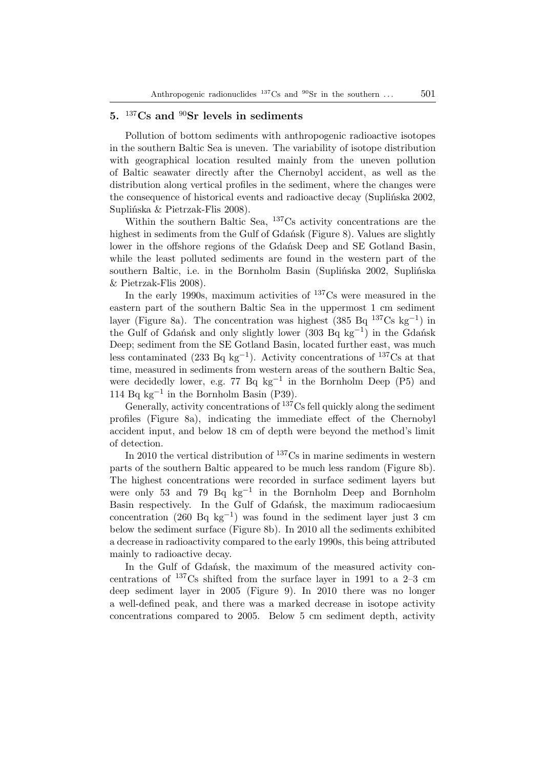## 5. $^{137}$Cs and $^{90}$Sr levels in sediments

Pollution of bottom sediments with anthropogenic radioactive isotopes in the southern Baltic Sea is uneven. The variability of isotope distribution with geographical location resulted mainly from the uneven pollution of Baltic seawater directly after the Chernobyl accident, as well as the distribution along vertical profiles in the sediment, where the changes were the consequence of historical events and radioactive decay (Suplińska 2002, Suplińska & Pietrzak-Flis 2008).

Within the southern Baltic Sea, $^{137}$Cs activity concentrations are the highest in sediments from the Gulf of Gdańsk (Figure 8). Values are slightly lower in the offshore regions of the Gdańsk Deep and SE Gotland Basin, while the least polluted sediments are found in the western part of the southern Baltic, i.e. in the Bornholm Basin (Suplińska 2002, Suplińska & Pietrzak-Flis 2008).

In the early 1990s, maximum activities of $^{137}$Cs were measured in the eastern part of the southern Baltic Sea in the uppermost 1 cm sediment layer (Figure 8a). The concentration was highest (385 Bq $^{137}$Cs kg$^{-1}$) in the Gulf of Gdańsk and only slightly lower (303 Bq kg$^{-1}$) in the Gdańsk Deep; sediment from the SE Gotland Basin, located further east, was much less contaminated (233 Bq kg$^{-1}$). Activity concentrations of $^{137}$Cs at that time, measured in sediments from western areas of the southern Baltic Sea, were decidedly lower, e.g. 77 Bq kg$^{-1}$ in the Bornholm Deep (P5) and 114 Bq kg$^{-1}$ in the Bornholm Basin (P39).

Generally, activity concentrations of $^{137}$Cs fell quickly along the sediment profiles (Figure 8a), indicating the immediate effect of the Chernobyl accident input, and below 18 cm of depth were beyond the method's limit of detection.

In 2010 the vertical distribution of $^{137}$Cs in marine sediments in western parts of the southern Baltic appeared to be much less random (Figure 8b). The highest concentrations were recorded in surface sediment layers but were only 53 and 79 Bq kg$^{-1}$ in the Bornholm Deep and Bornholm Basin respectively. In the Gulf of Gdańsk, the maximum radiocaesium concentration (260 Bq kg$^{-1}$) was found in the sediment layer just 3 cm below the sediment surface (Figure 8b). In 2010 all the sediments exhibited a decrease in radioactivity compared to the early 1990s, this being attributed mainly to radioactive decay.

In the Gulf of Gdańsk, the maximum of the measured activity concentrations of $^{137}$Cs shifted from the surface layer in 1991 to a 2–3 cm deep sediment layer in 2005 (Figure 9). In 2010 there was no longer a well-defined peak, and there was a marked decrease in isotope activity concentrations compared to 2005. Below 5 cm sediment depth, activity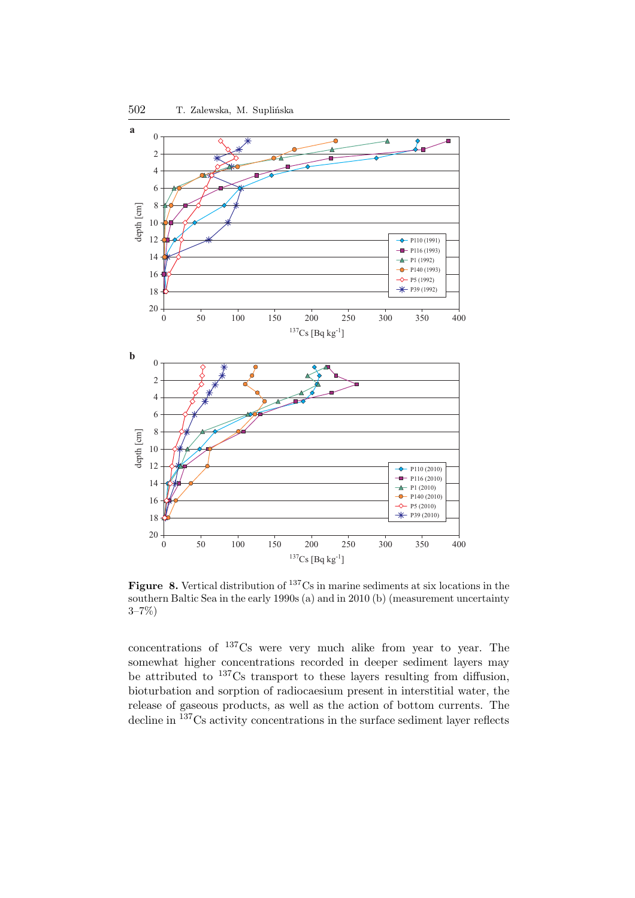**Figure 8.** Vertical distribution of $^{137}$Cs in marine sediments at six locations in the southern Baltic Sea in the early 1990s (a) and in 2010 (b) (measurement uncertainty 3–7%)

concentrations of $^{137}$Cs were very much alike from year to year. The somewhat higher concentrations recorded in deeper sediment layers may be attributed to $^{137}$Cs transport to these layers resulting from diffusion, bioturbation and sorption of radiocaesium present in interstitial water, the release of gaseous products, as well as the action of bottom currents. The decline in $^{137}$Cs activity concentrations in the surface sediment layer reflects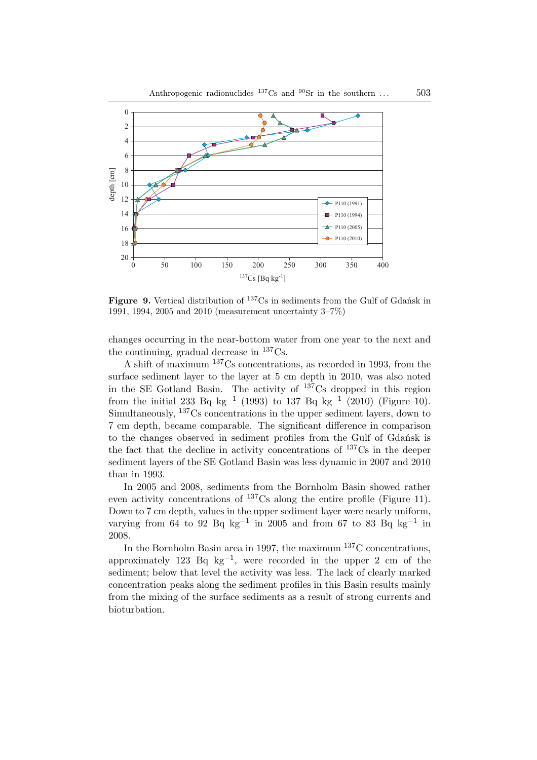**Figure 9.** Vertical distribution of $^{137}Cs$ in sediments from the Gulf of Gdańsk in 1991, 1994, 2005 and 2010 (measurement uncertainty 3–7%)

changes occurring in the near-bottom water from one year to the next and the continuing, gradual decrease in $^{137}Cs$.

A shift of maximum $^{137}Cs$ concentrations, as recorded in 1993, from the surface sediment layer to the layer at 5 cm depth in 2010, was also noted in the SE Gotland Basin. The activity of $^{137}Cs$ dropped in this region from the initial 233 Bq kg$^{-1}$ (1993) to 137 Bq kg$^{-1}$ (2010) (Figure 10). Simultaneously, $^{137}Cs$ concentrations in the upper sediment layers, down to 7 cm depth, became comparable. The significant difference in comparison to the changes observed in sediment profiles from the Gulf of Gdańsk is the fact that the decline in activity concentrations of $^{137}Cs$ in the deeper sediment layers of the SE Gotland Basin was less dynamic in 2007 and 2010 than in 1993.

In 2005 and 2008, sediments from the Bornholm Basin showed rather even activity concentrations of $^{137}Cs$ along the entire profile (Figure 11). Down to 7 cm depth, values in the upper sediment layer were nearly uniform, varying from 64 to 92 Bq kg$^{-1}$ in 2005 and from 67 to 83 Bq kg$^{-1}$ in 2008.

In the Bornholm Basin area in 1997, the maximum $^{137}C$ concentrations, approximately 123 Bq kg$^{-1}$, were recorded in the upper 2 cm of the sediment; below that level the activity was less. The lack of clearly marked concentration peaks along the sediment profiles in this Basin results mainly from the mixing of the surface sediments as a result of strong currents and bioturbation.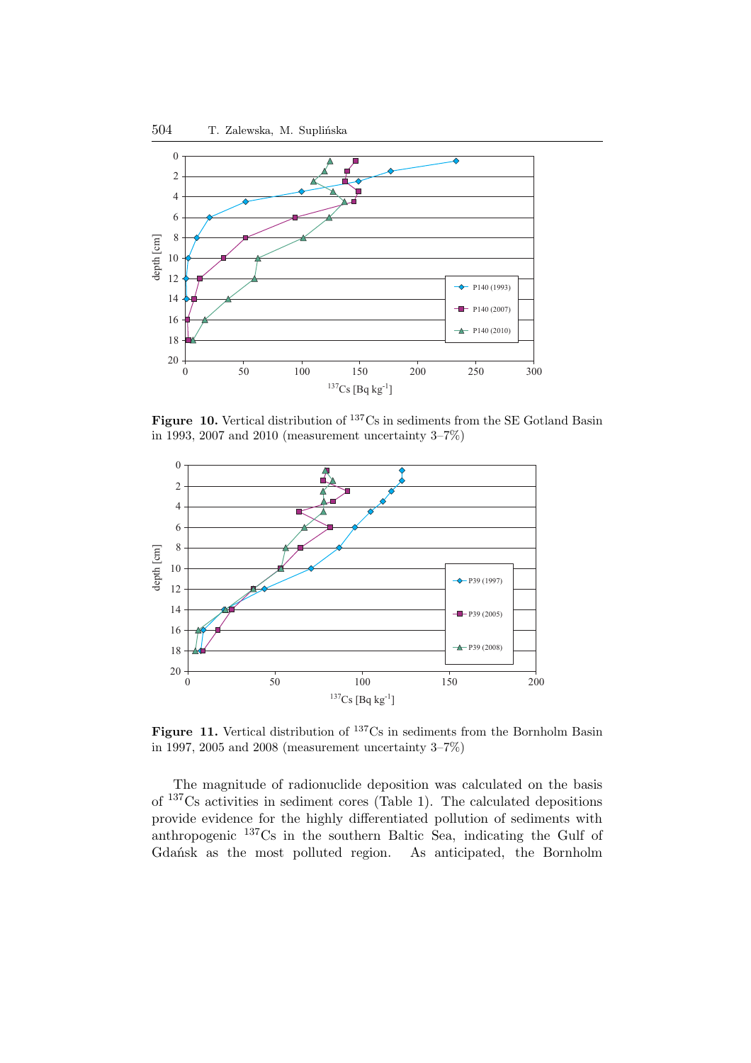**Figure 10.** Vertical distribution of $^{137}$Cs in sediments from the SE Gotland Basin in 1993, 2007 and 2010 (measurement uncertainty 3–7%)

**Figure 11.** Vertical distribution of $^{137}$Cs in sediments from the Bornholm Basin in 1997, 2005 and 2008 (measurement uncertainty 3–7%)

The magnitude of radionuclide deposition was calculated on the basis of $^{137}$Cs activities in sediment cores (Table 1). The calculated depositions provide evidence for the highly differentiated pollution of sediments with anthropogenic $^{137}$Cs in the southern Baltic Sea, indicating the Gulf of Gdańsk as the most polluted region. As anticipated, the Bornholm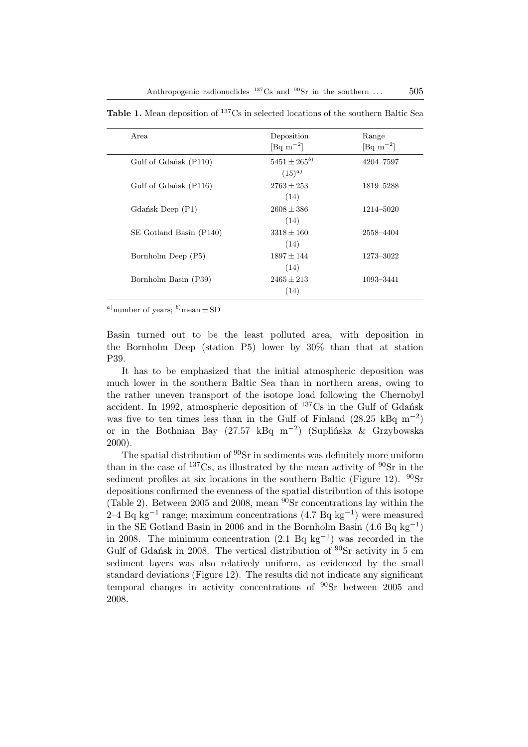**Table 1.** Mean deposition of $^{137}Cs$ in selected locations of the southern Baltic Sea

| Area | Deposition [Bq m$^{-2}$] | Range [Bq m$^{-2}$] |
|---|---|---|
| Gulf of Gdańsk (P110) | $5451 \pm 265$[b) ] (15)[a)] | 4204–7597 |
| Gulf of Gdańsk (P116) | $2763 \pm 253$ (14) | 1819–5288 |
| Gdańsk Deep (P1) | $2608 \pm 386$ (14) | 1214–5020 |
| SE Gotland Basin (P140) | $3318 \pm 160$ (14) | 2558–4404 |
| Bornholm Deep (P5) | $1897 \pm 144$ (14) | 1273–3022 |
| Bornholm Basin (P39) | $2465 \pm 213$ (14) | 1093–3441 |

[a)] number of years; [b)] mean ± SD

Basin turned out to be the least polluted area, with deposition in the Bornholm Deep (station P5) lower by 30% than that at station P39.

It has to be emphasized that the initial atmospheric deposition was much lower in the southern Baltic Sea than in northern areas, owing to the rather uneven transport of the isotope load following the Chernobyl accident. In 1992, atmospheric deposition of $^{137}Cs$ in the Gulf of Gdańsk was five to ten times less than in the Gulf of Finland (28.25 kBq m$^{-2}$) or in the Bothnian Bay (27.57 kBq m$^{-2}$) (Suplińska & Grzybowska 2000).

The spatial distribution of $^{90}Sr$ in sediments was definitely more uniform than in the case of $^{137}Cs$, as illustrated by the mean activity of $^{90}Sr$ in the sediment profiles at six locations in the southern Baltic (Figure 12). $^{90}Sr$ depositions confirmed the evenness of the spatial distribution of this isotope (Table 2). Between 2005 and 2008, mean $^{90}Sr$ concentrations lay within the 2–4 Bq kg$^{-1}$ range; maximum concentrations (4.7 Bq kg$^{-1}$) were measured in the SE Gotland Basin in 2006 and in the Bornholm Basin (4.6 Bq kg$^{-1}$) in 2008. The minimum concentration (2.1 Bq kg$^{-1}$) was recorded in the Gulf of Gdańsk in 2008. The vertical distribution of $^{90}Sr$ activity in 5 cm sediment layers was also relatively uniform, as evidenced by the small standard deviations (Figure 12). The results did not indicate any significant temporal changes in activity concentrations of $^{90}Sr$ between 2005 and 2008.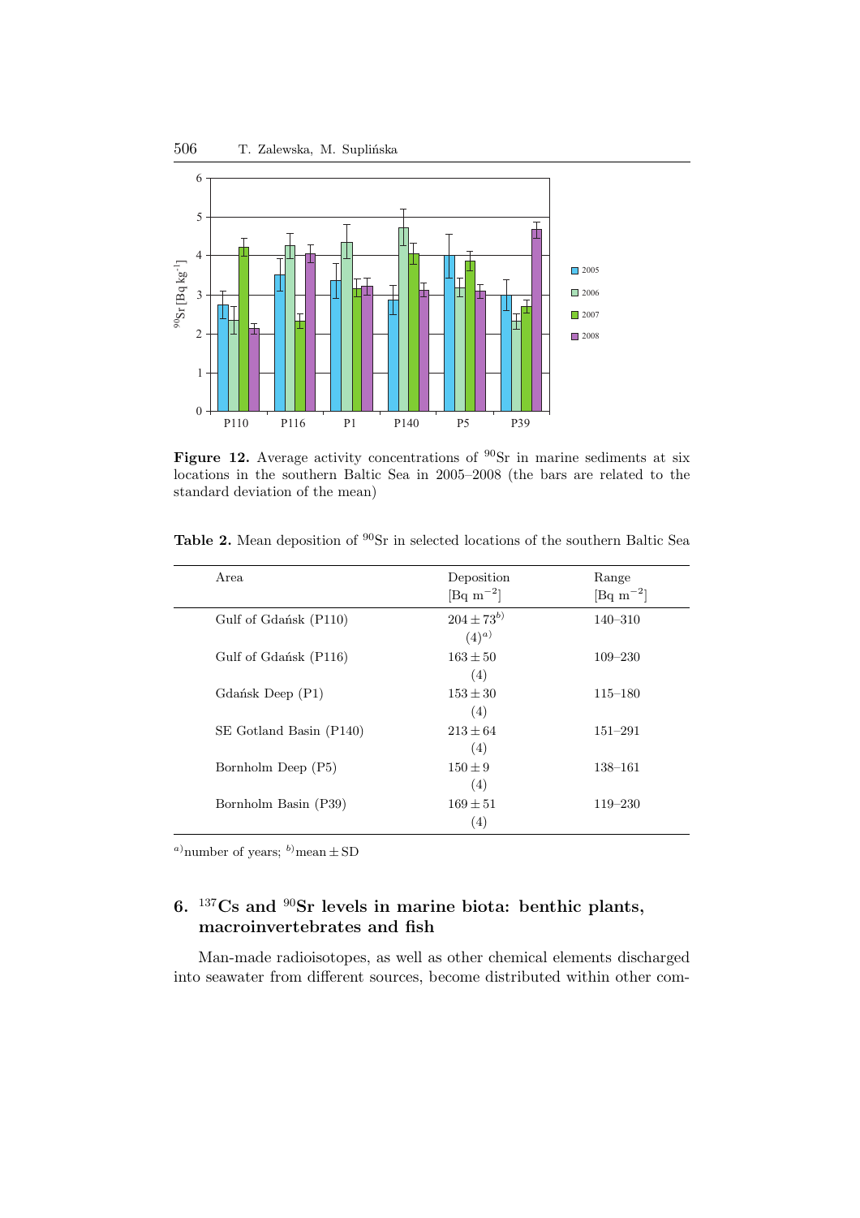**Figure 12.** Average activity concentrations of $^{90}$Sr in marine sediments at six locations in the southern Baltic Sea in 2005–2008 (the bars are related to the standard deviation of the mean)

**Table 2.** Mean deposition of $^{90}$Sr in selected locations of the southern Baltic Sea

| Area | Deposition [Bq m$^{-2}$] | Range [Bq m$^{-2}$] |
|---|---|---|
| Gulf of Gdańsk (P110) | $204 \pm 73^{b)}$ (4)$^{a)}$ | 140–310 |
| Gulf of Gdańsk (P116) | $163 \pm 50$ (4) | 109–230 |
| Gdańsk Deep (P1) | $153 \pm 30$ (4) | 115–180 |
| SE Gotland Basin (P140) | $213 \pm 64$ (4) | 151–291 |
| Bornholm Deep (P5) | $150 \pm 9$ (4) | 138–161 |
| Bornholm Basin (P39) | $169 \pm 51$ (4) | 119–230 |

$^{a)}$number of years; $^{b)}$mean ± SD

## 6. $^{137}$Cs and $^{90}$Sr levels in marine biota: benthic plants, macroinvertebrates and fish

Man-made radioisotopes, as well as other chemical elements discharged into seawater from different sources, become distributed within other com-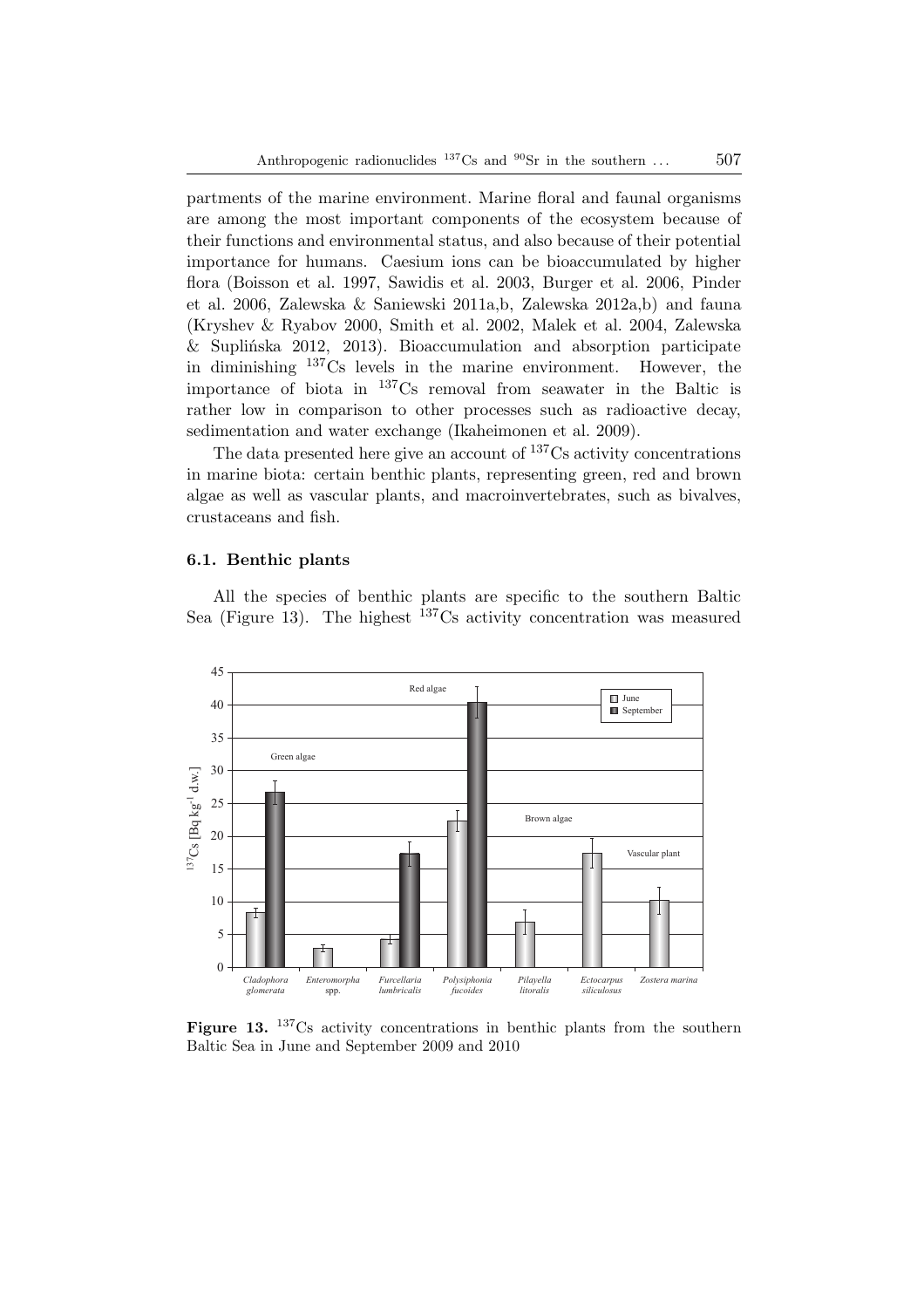partments of the marine environment. Marine floral and faunal organisms are among the most important components of the ecosystem because of their functions and environmental status, and also because of their potential importance for humans. Caesium ions can be bioaccumulated by higher flora (Boisson et al. 1997, Sawidis et al. 2003, Burger et al. 2006, Pinder et al. 2006, Zalewska & Saniewski 2011a,b, Zalewska 2012a,b) and fauna (Kryshev & Ryabov 2000, Smith et al. 2002, Malek et al. 2004, Zalewska & Suplińska 2012, 2013). Bioaccumulation and absorption participate in diminishing $^{137}$Cs levels in the marine environment. However, the importance of biota in $^{137}$Cs removal from seawater in the Baltic is rather low in comparison to other processes such as radioactive decay, sedimentation and water exchange (Ikaheimonen et al. 2009).

The data presented here give an account of $^{137}$Cs activity concentrations in marine biota: certain benthic plants, representing green, red and brown algae as well as vascular plants, and macroinvertebrates, such as bivalves, crustaceans and fish.

### 6.1. Benthic plants

All the species of benthic plants are specific to the southern Baltic Sea (Figure 13). The highest $^{137}$Cs activity concentration was measured

**Figure 13.** $^{137}$Cs activity concentrations in benthic plants from the southern Baltic Sea in June and September 2009 and 2010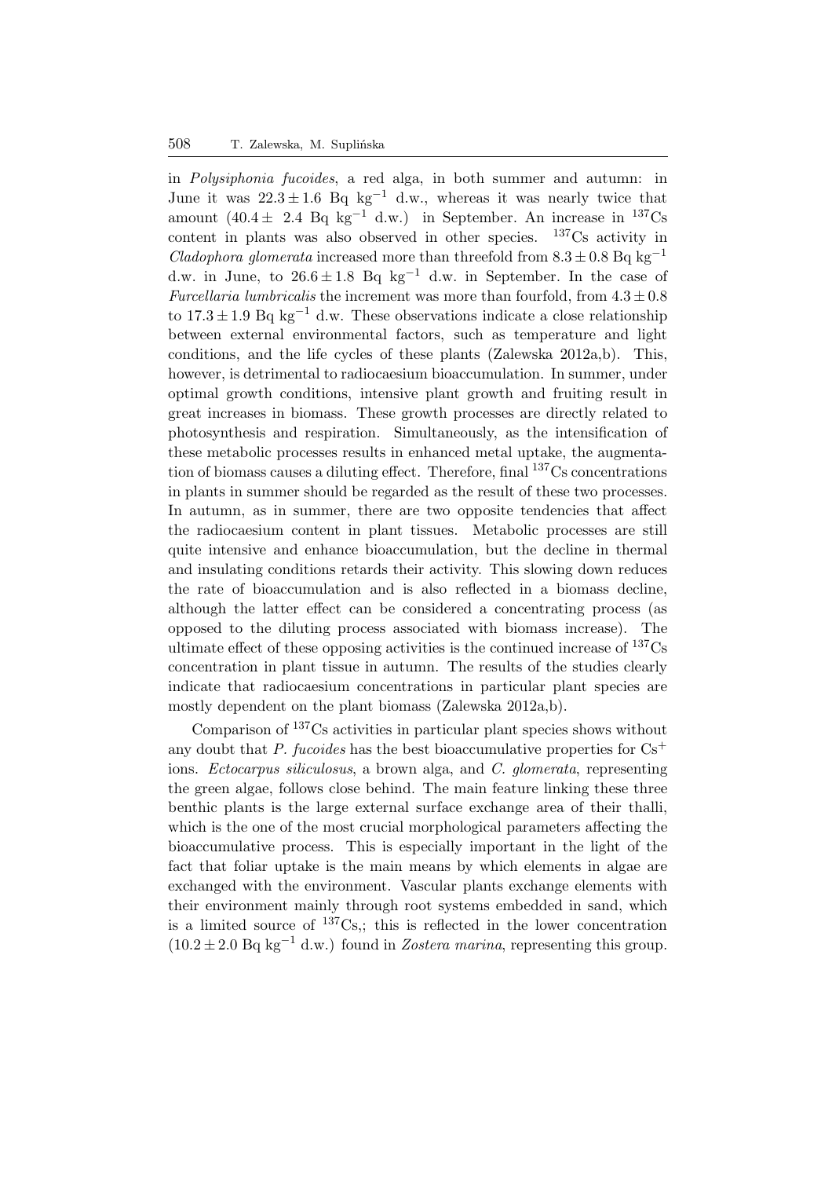in *Polysiphonia fucoides*, a red alga, in both summer and autumn: in June it was $22.3 \pm 1.6$ Bq kg$^{-1}$ d.w., whereas it was nearly twice that amount ($40.4 \pm$ 2.4 Bq kg$^{-1}$ d.w.) in September. An increase in $^{137}$Cs content in plants was also observed in other species. $^{137}$Cs activity in *Cladophora glomerata* increased more than threefold from $8.3 \pm 0.8$ Bq kg$^{-1}$ d.w. in June, to $26.6 \pm 1.8$ Bq kg$^{-1}$ d.w. in September. In the case of *Furcellaria lumbricalis* the increment was more than fourfold, from $4.3 \pm 0.8$ to $17.3 \pm 1.9$ Bq kg$^{-1}$ d.w. These observations indicate a close relationship between external environmental factors, such as temperature and light conditions, and the life cycles of these plants (Zalewska 2012a,b). This, however, is detrimental to radiocaesium bioaccumulation. In summer, under optimal growth conditions, intensive plant growth and fruiting result in great increases in biomass. These growth processes are directly related to photosynthesis and respiration. Simultaneously, as the intensification of these metabolic processes results in enhanced metal uptake, the augmentation of biomass causes a diluting effect. Therefore, final $^{137}$Cs concentrations in plants in summer should be regarded as the result of these two processes. In autumn, as in summer, there are two opposite tendencies that affect the radiocaesium content in plant tissues. Metabolic processes are still quite intensive and enhance bioaccumulation, but the decline in thermal and insulating conditions retards their activity. This slowing down reduces the rate of bioaccumulation and is also reflected in a biomass decline, although the latter effect can be considered a concentrating process (as opposed to the diluting process associated with biomass increase). The ultimate effect of these opposing activities is the continued increase of $^{137}$Cs concentration in plant tissue in autumn. The results of the studies clearly indicate that radiocaesium concentrations in particular plant species are mostly dependent on the plant biomass (Zalewska 2012a,b).

Comparison of $^{137}$Cs activities in particular plant species shows without any doubt that *P. fucoides* has the best bioaccumulative properties for $Cs^+$ ions. *Ectocarpus siliculosus*, a brown alga, and *C. glomerata*, representing the green algae, follows close behind. The main feature linking these three benthic plants is the large external surface exchange area of their thalli, which is the one of the most crucial morphological parameters affecting the bioaccumulative process. This is especially important in the light of the fact that foliar uptake is the main means by which elements in algae are exchanged with the environment. Vascular plants exchange elements with their environment mainly through root systems embedded in sand, which is a limited source of $^{137}$Cs,; this is reflected in the lower concentration ($10.2 \pm 2.0$ Bq kg$^{-1}$ d.w.) found in *Zostera marina*, representing this group.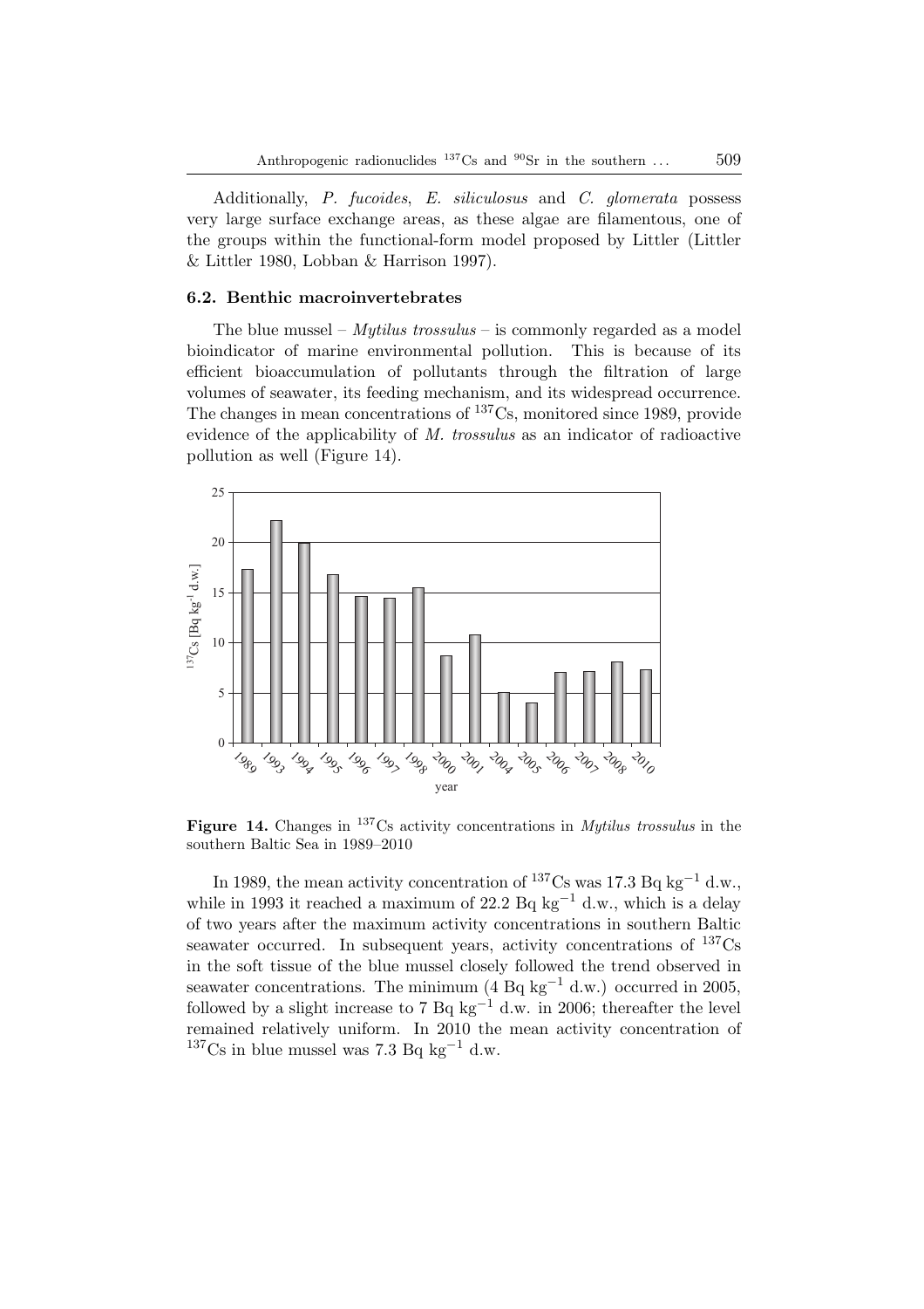Additionally, *P. fucoides*, *E. siliculosus* and *C. glomerata* possess very large surface exchange areas, as these algae are filamentous, one of the groups within the functional-form model proposed by Littler (Littler & Littler 1980, Lobban & Harrison 1997).

### 6.2. Benthic macroinvertebrates

The blue mussel – *Mytilus trossulus* – is commonly regarded as a model bioindicator of marine environmental pollution. This is because of its efficient bioaccumulation of pollutants through the filtration of large volumes of seawater, its feeding mechanism, and its widespread occurrence. The changes in mean concentrations of $^{137}$Cs, monitored since 1989, provide evidence of the applicability of *M. trossulus* as an indicator of radioactive pollution as well (Figure 14).

**Figure 14.** Changes in $^{137}$Cs activity concentrations in *Mytilus trossulus* in the southern Baltic Sea in 1989–2010

In 1989, the mean activity concentration of $^{137}$Cs was 17.3 Bq kg$^{-1}$ d.w., while in 1993 it reached a maximum of 22.2 Bq kg$^{-1}$ d.w., which is a delay of two years after the maximum activity concentrations in southern Baltic seawater occurred. In subsequent years, activity concentrations of $^{137}$Cs in the soft tissue of the blue mussel closely followed the trend observed in seawater concentrations. The minimum (4 Bq kg$^{-1}$ d.w.) occurred in 2005, followed by a slight increase to 7 Bq kg$^{-1}$ d.w. in 2006; thereafter the level remained relatively uniform. In 2010 the mean activity concentration of $^{137}$Cs in blue mussel was 7.3 Bq kg$^{-1}$ d.w.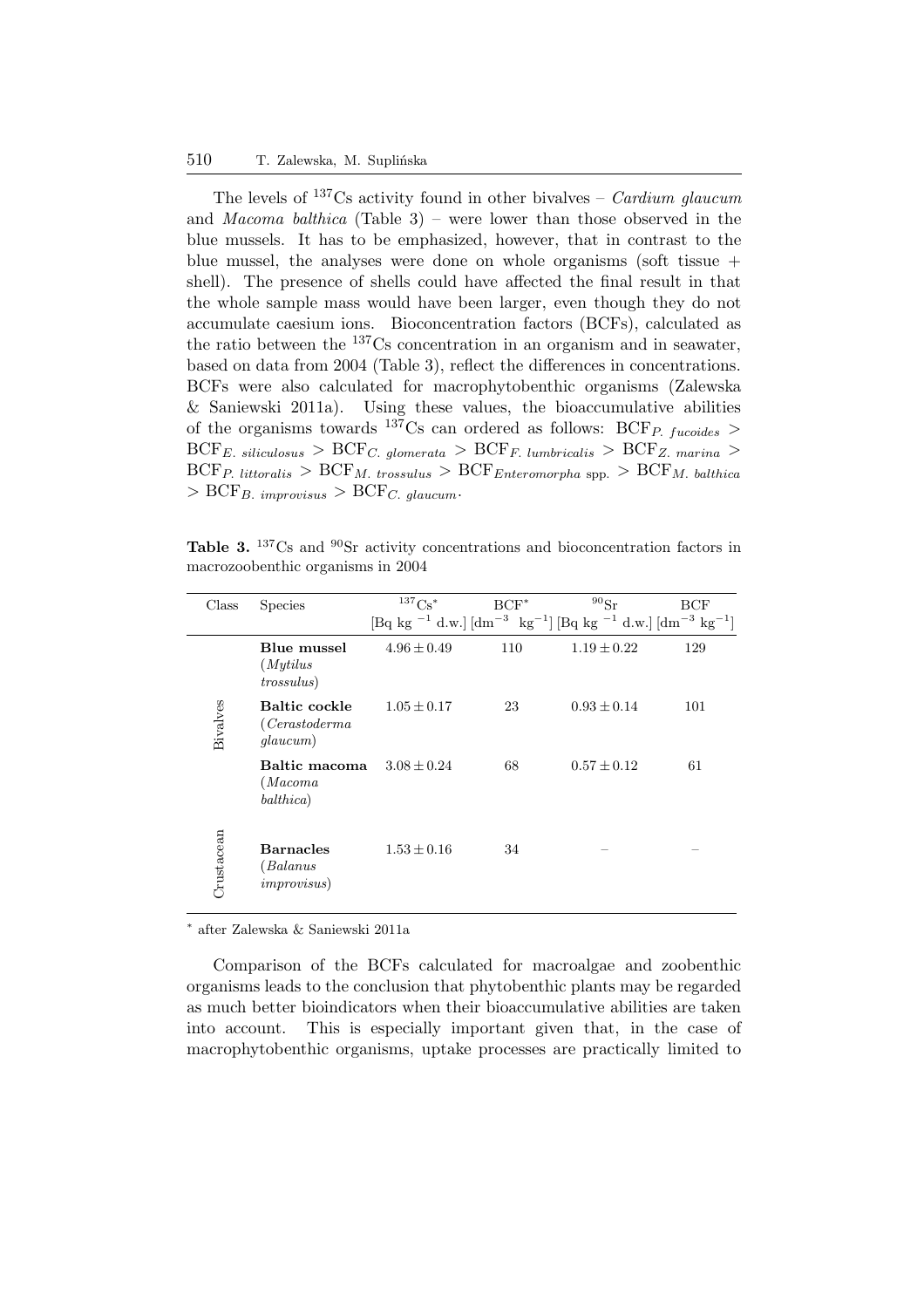The levels of $^{137}$Cs activity found in other bivalves – *Cardium glaucum* and *Macoma balthica* (Table 3) – were lower than those observed in the blue mussels. It has to be emphasized, however, that in contrast to the blue mussel, the analyses were done on whole organisms (soft tissue + shell). The presence of shells could have affected the final result in that the whole sample mass would have been larger, even though they do not accumulate caesium ions. Bioconcentration factors (BCFs), calculated as the ratio between the $^{137}$Cs concentration in an organism and in seawater, based on data from 2004 (Table 3), reflect the differences in concentrations. BCFs were also calculated for macrophytobenthic organisms (Zalewska & Saniewski 2011a). Using these values, the bioaccumulative abilities of the organisms towards $^{137}$Cs can ordered as follows: $\mathrm{BCF}_{P.\ fucoides} > \mathrm{BCF}_{E.\ siliculosus} > \mathrm{BCF}_{C.\ glomerata} > \mathrm{BCF}_{F.\ lumbricalis} > \mathrm{BCF}_{Z.\ marina} > \mathrm{BCF}_{P.\ littoralis} > \mathrm{BCF}_{M.\ trossulus} > \mathrm{BCF}_{Enteromorpha\ \mathrm{spp.}} > \mathrm{BCF}_{M.\ balthica} > \mathrm{BCF}_{B.\ improvisus} > \mathrm{BCF}_{C.\ glaucum}$.

**Table 3.** $^{137}$Cs and $^{90}$Sr activity concentrations and bioconcentration factors in macrozoobenthic organisms in 2004

| Class | Species | $^{137}$Cs* [Bq kg $^{-1}$ d.w.] | BCF* [dm$^{-3}$ kg$^{-1}$] | $^{90}$Sr [Bq kg $^{-1}$ d.w.] | BCF [dm$^{-3}$ kg$^{-1}$] |
|---|---|---|---|---|---|
| Bivalves | **Blue mussel** (*Mytilus trossulus*) | $4.96 \pm 0.49$ | 110 | $1.19 \pm 0.22$ | 129 |
| | **Baltic cockle** (*Cerastoderma glaucum*) | $1.05 \pm 0.17$ | 23 | $0.93 \pm 0.14$ | 101 |
| | **Baltic macoma** (*Macoma balthica*) | $3.08 \pm 0.24$ | 68 | $0.57 \pm 0.12$ | 61 |
| Crustacean | **Barnacles** (*Balanus improvisus*) | $1.53 \pm 0.16$ | 34 | – | – |

\* after Zalewska & Saniewski 2011a

Comparison of the BCFs calculated for macroalgae and zoobenthic organisms leads to the conclusion that phytobenthic plants may be regarded as much better bioindicators when their bioaccumulative abilities are taken into account. This is especially important given that, in the case of macrophytobenthic organisms, uptake processes are practically limited to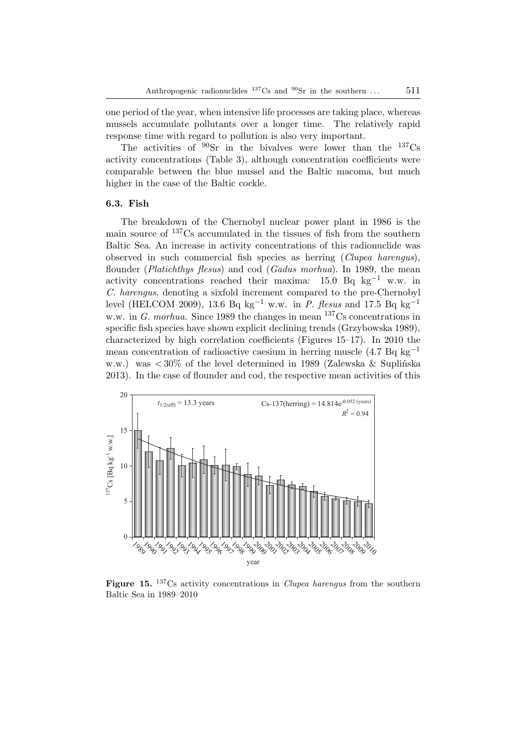one period of the year, when intensive life processes are taking place, whereas mussels accumulate pollutants over a longer time. The relatively rapid response time with regard to pollution is also very important.

The activities of $^{90}$Sr in the bivalves were lower than the $^{137}$Cs activity concentrations (Table 3), although concentration coefficients were comparable between the blue mussel and the Baltic macoma, but much higher in the case of the Baltic cockle.

### 6.3. Fish

The breakdown of the Chernobyl nuclear power plant in 1986 is the main source of $^{137}$Cs accumulated in the tissues of fish from the southern Baltic Sea. An increase in activity concentrations of this radionuclide was observed in such commercial fish species as herring (*Clupea harengus*), flounder (*Platichthys flesus*) and cod (*Gadus morhua*). In 1989, the mean activity concentrations reached their maxima: 15.0 Bq kg$^{-1}$ w.w. in *C. harengus*, denoting a sixfold increment compared to the pre-Chernobyl level (HELCOM 2009), 13.6 Bq kg$^{-1}$ w.w. in *P. flesus* and 17.5 Bq kg$^{-1}$ w.w. in *G. morhua*. Since 1989 the changes in mean $^{137}$Cs concentrations in specific fish species have shown explicit declining trends (Grzybowska 1989), characterized by high correlation coefficients (Figures 15–17). In 2010 the mean concentration of radioactive caesium in herring muscle (4.7 Bq kg$^{-1}$ w.w.) was $< 30\%$ of the level determined in 1989 (Zalewska & Suplińska 2013). In the case of flounder and cod, the respective mean activities of this

**Figure 15.** $^{137}$Cs activity concentrations in *Clupea harengus* from the southern Baltic Sea in 1989–2010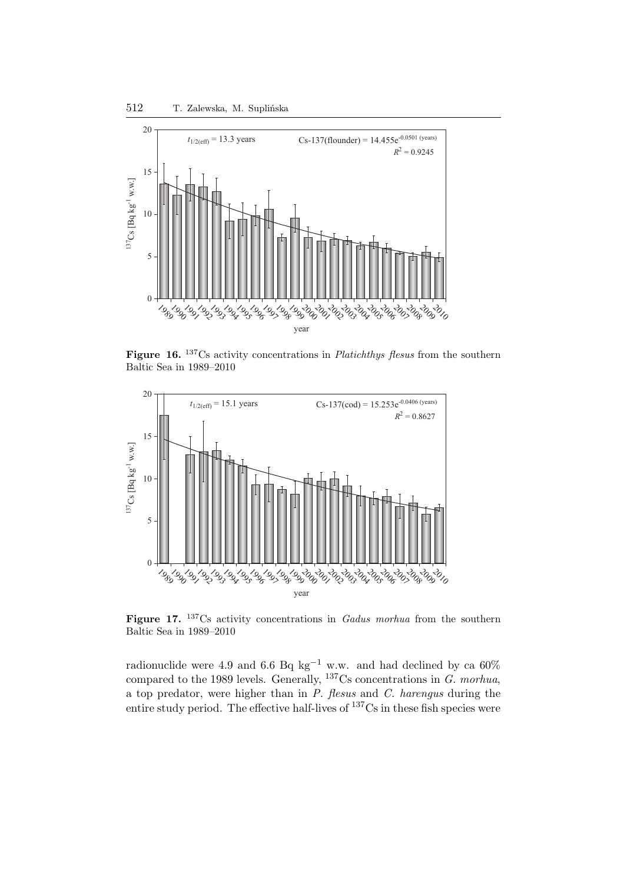**Figure 16.** $^{137}$Cs activity concentrations in *Platichthys flesus* from the southern Baltic Sea in 1989–2010

**Figure 17.** $^{137}$Cs activity concentrations in *Gadus morhua* from the southern Baltic Sea in 1989–2010

radionuclide were 4.9 and 6.6 Bq kg$^{-1}$ w.w. and had declined by ca 60% compared to the 1989 levels. Generally, $^{137}$Cs concentrations in *G. morhua*, a top predator, were higher than in *P. flesus* and *C. harengus* during the entire study period. The effective half-lives of $^{137}$Cs in these fish species were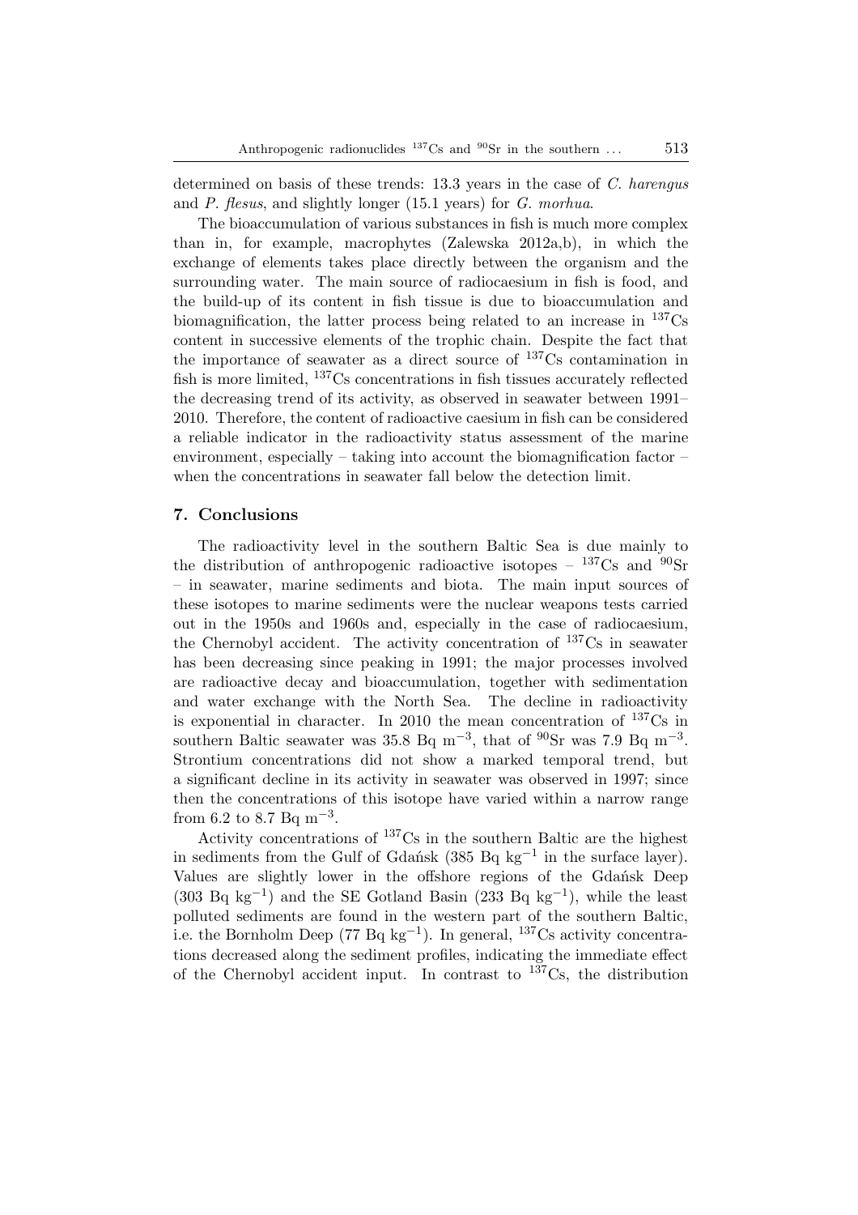determined on basis of these trends: 13.3 years in the case of *C. harengus* and *P. flesus*, and slightly longer (15.1 years) for *G. morhua*.

The bioaccumulation of various substances in fish is much more complex than in, for example, macrophytes (Zalewska 2012a,b), in which the exchange of elements takes place directly between the organism and the surrounding water. The main source of radiocaesium in fish is food, and the build-up of its content in fish tissue is due to bioaccumulation and biomagnification, the latter process being related to an increase in $^{137}$Cs content in successive elements of the trophic chain. Despite the fact that the importance of seawater as a direct source of $^{137}$Cs contamination in fish is more limited, $^{137}$Cs concentrations in fish tissues accurately reflected the decreasing trend of its activity, as observed in seawater between 1991–2010. Therefore, the content of radioactive caesium in fish can be considered a reliable indicator in the radioactivity status assessment of the marine environment, especially – taking into account the biomagnification factor – when the concentrations in seawater fall below the detection limit.

## 7. Conclusions

The radioactivity level in the southern Baltic Sea is due mainly to the distribution of anthropogenic radioactive isotopes – $^{137}$Cs and $^{90}$Sr – in seawater, marine sediments and biota. The main input sources of these isotopes to marine sediments were the nuclear weapons tests carried out in the 1950s and 1960s and, especially in the case of radiocaesium, the Chernobyl accident. The activity concentration of $^{137}$Cs in seawater has been decreasing since peaking in 1991; the major processes involved are radioactive decay and bioaccumulation, together with sedimentation and water exchange with the North Sea. The decline in radioactivity is exponential in character. In 2010 the mean concentration of $^{137}$Cs in southern Baltic seawater was 35.8 Bq m$^{-3}$, that of $^{90}$Sr was 7.9 Bq m$^{-3}$. Strontium concentrations did not show a marked temporal trend, but a significant decline in its activity in seawater was observed in 1997; since then the concentrations of this isotope have varied within a narrow range from 6.2 to 8.7 Bq m$^{-3}$.

Activity concentrations of $^{137}$Cs in the southern Baltic are the highest in sediments from the Gulf of Gdańsk (385 Bq kg$^{-1}$ in the surface layer). Values are slightly lower in the offshore regions of the Gdańsk Deep (303 Bq kg$^{-1}$) and the SE Gotland Basin (233 Bq kg$^{-1}$), while the least polluted sediments are found in the western part of the southern Baltic, i.e. the Bornholm Deep (77 Bq kg$^{-1}$). In general, $^{137}$Cs activity concentrations decreased along the sediment profiles, indicating the immediate effect of the Chernobyl accident input. In contrast to $^{137}$Cs, the distribution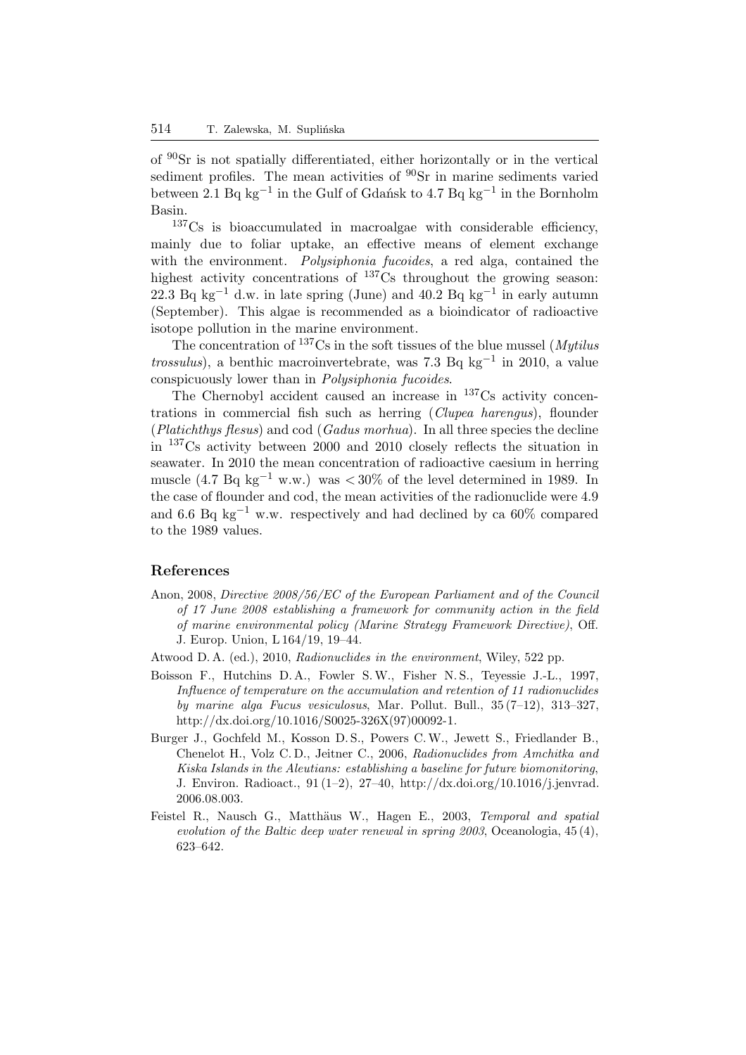of $^{90}$Sr is not spatially differentiated, either horizontally or in the vertical sediment profiles. The mean activities of $^{90}$Sr in marine sediments varied between 2.1 Bq kg$^{-1}$ in the Gulf of Gdańsk to 4.7 Bq kg$^{-1}$ in the Bornholm Basin.

$^{137}$Cs is bioaccumulated in macroalgae with considerable efficiency, mainly due to foliar uptake, an effective means of element exchange with the environment. *Polysiphonia fucoides*, a red alga, contained the highest activity concentrations of $^{137}$Cs throughout the growing season: 22.3 Bq kg$^{-1}$ d.w. in late spring (June) and 40.2 Bq kg$^{-1}$ in early autumn (September). This algae is recommended as a bioindicator of radioactive isotope pollution in the marine environment.

The concentration of $^{137}$Cs in the soft tissues of the blue mussel (*Mytilus trossulus*), a benthic macroinvertebrate, was 7.3 Bq kg$^{-1}$ in 2010, a value conspicuously lower than in *Polysiphonia fucoides*.

The Chernobyl accident caused an increase in $^{137}$Cs activity concentrations in commercial fish such as herring (*Clupea harengus*), flounder (*Platichthys flesus*) and cod (*Gadus morhua*). In all three species the decline in $^{137}$Cs activity between 2000 and 2010 closely reflects the situation in seawater. In 2010 the mean concentration of radioactive caesium in herring muscle (4.7 Bq kg$^{-1}$ w.w.) was $< 30\%$ of the level determined in 1989. In the case of flounder and cod, the mean activities of the radionuclide were 4.9 and 6.6 Bq kg$^{-1}$ w.w. respectively and had declined by ca 60% compared to the 1989 values.

## References

Anon, 2008, *Directive 2008/56/EC of the European Parliament and of the Council of 17 June 2008 establishing a framework for community action in the field of marine environmental policy (Marine Strategy Framework Directive)*, Off. J. Europ. Union, L 164/19, 19–44.

Atwood D. A. (ed.), 2010, *Radionuclides in the environment*, Wiley, 522 pp.

Boisson F., Hutchins D. A., Fowler S. W., Fisher N. S., Teyessie J.-L., 1997, *Influence of temperature on the accumulation and retention of 11 radionuclides by marine alga Fucus vesiculosus*, Mar. Pollut. Bull., 35 (7–12), 313–327, http://dx.doi.org/10.1016/S0025-326X(97)00092-1.

Burger J., Gochfeld M., Kosson D. S., Powers C. W., Jewett S., Friedlander B., Chenelot H., Volz C. D., Jeitner C., 2006, *Radionuclides from Amchitka and Kiska Islands in the Aleutians: establishing a baseline for future biomonitoring*, J. Environ. Radioact., 91 (1–2), 27–40, http://dx.doi.org/10.1016/j.jenvrad.2006.08.003.

Feistel R., Nausch G., Matthäus W., Hagen E., 2003, *Temporal and spatial evolution of the Baltic deep water renewal in spring 2003*, Oceanologia, 45 (4), 623–642.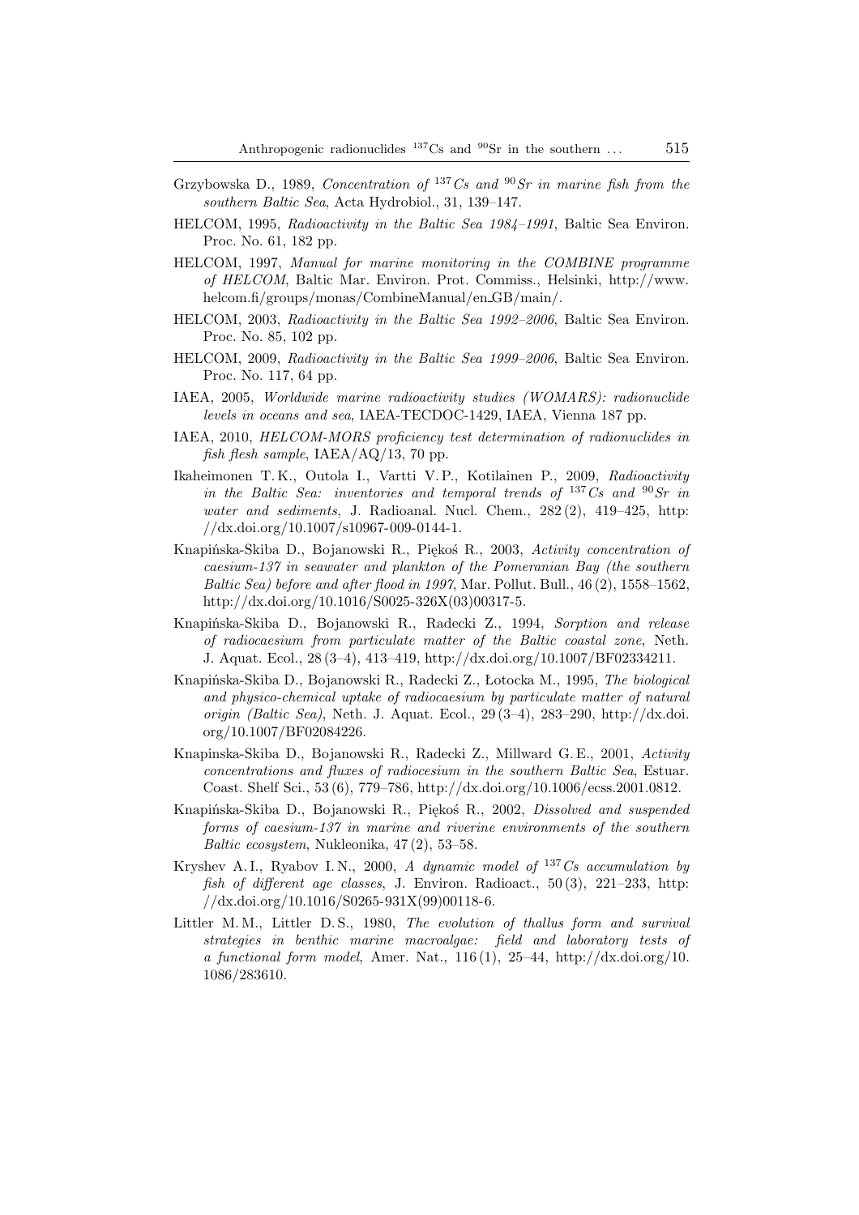Grzybowska D., 1989, *Concentration of $^{137}$Cs and $^{90}$Sr in marine fish from the southern Baltic Sea*, Acta Hydrobiol., 31, 139–147.

HELCOM, 1995, *Radioactivity in the Baltic Sea 1984–1991*, Baltic Sea Environ. Proc. No. 61, 182 pp.

HELCOM, 1997, *Manual for marine monitoring in the COMBINE programme of HELCOM*, Baltic Mar. Environ. Prot. Commiss., Helsinki, http://www.helcom.fi/groups/monas/CombineManual/en_GB/main/.

HELCOM, 2003, *Radioactivity in the Baltic Sea 1992–2006*, Baltic Sea Environ. Proc. No. 85, 102 pp.

HELCOM, 2009, *Radioactivity in the Baltic Sea 1999–2006*, Baltic Sea Environ. Proc. No. 117, 64 pp.

IAEA, 2005, *Worldwide marine radioactivity studies (WOMARS): radionuclide levels in oceans and sea*, IAEA-TECDOC-1429, IAEA, Vienna 187 pp.

IAEA, 2010, *HELCOM-MORS proficiency test determination of radionuclides in fish flesh sample*, IAEA/AQ/13, 70 pp.

Ikaheimonen T. K., Outola I., Vartti V. P., Kotilainen P., 2009, *Radioactivity in the Baltic Sea: inventories and temporal trends of $^{137}$Cs and $^{90}$Sr in water and sediments*, J. Radioanal. Nucl. Chem., 282 (2), 419–425, http://dx.doi.org/10.1007/s10967-009-0144-1.

Knapińska-Skiba D., Bojanowski R., Piękoś R., 2003, *Activity concentration of caesium-137 in seawater and plankton of the Pomeranian Bay (the southern Baltic Sea) before and after flood in 1997*, Mar. Pollut. Bull., 46 (2), 1558–1562, http://dx.doi.org/10.1016/S0025-326X(03)00317-5.

Knapińska-Skiba D., Bojanowski R., Radecki Z., 1994, *Sorption and release of radiocaesium from particulate matter of the Baltic coastal zone*, Neth. J. Aquat. Ecol., 28 (3–4), 413–419, http://dx.doi.org/10.1007/BF02334211.

Knapińska-Skiba D., Bojanowski R., Radecki Z., Łotocka M., 1995, *The biological and physico-chemical uptake of radiocaesium by particulate matter of natural origin (Baltic Sea)*, Neth. J. Aquat. Ecol., 29 (3–4), 283–290, http://dx.doi.org/10.1007/BF02084226.

Knapinska-Skiba D., Bojanowski R., Radecki Z., Millward G. E., 2001, *Activity concentrations and fluxes of radiocesium in the southern Baltic Sea*, Estuar. Coast. Shelf Sci., 53 (6), 779–786, http://dx.doi.org/10.1006/ecss.2001.0812.

Knapińska-Skiba D., Bojanowski R., Piękoś R., 2002, *Dissolved and suspended forms of caesium-137 in marine and riverine environments of the southern Baltic ecosystem*, Nukleonika, 47 (2), 53–58.

Kryshev A. I., Ryabov I. N., 2000, *A dynamic model of $^{137}$Cs accumulation by fish of different age classes*, J. Environ. Radioact., 50 (3), 221–233, http://dx.doi.org/10.1016/S0265-931X(99)00118-6.

Littler M. M., Littler D. S., 1980, *The evolution of thallus form and survival strategies in benthic marine macroalgae: field and laboratory tests of a functional form model*, Amer. Nat., 116 (1), 25–44, http://dx.doi.org/10.1086/283610.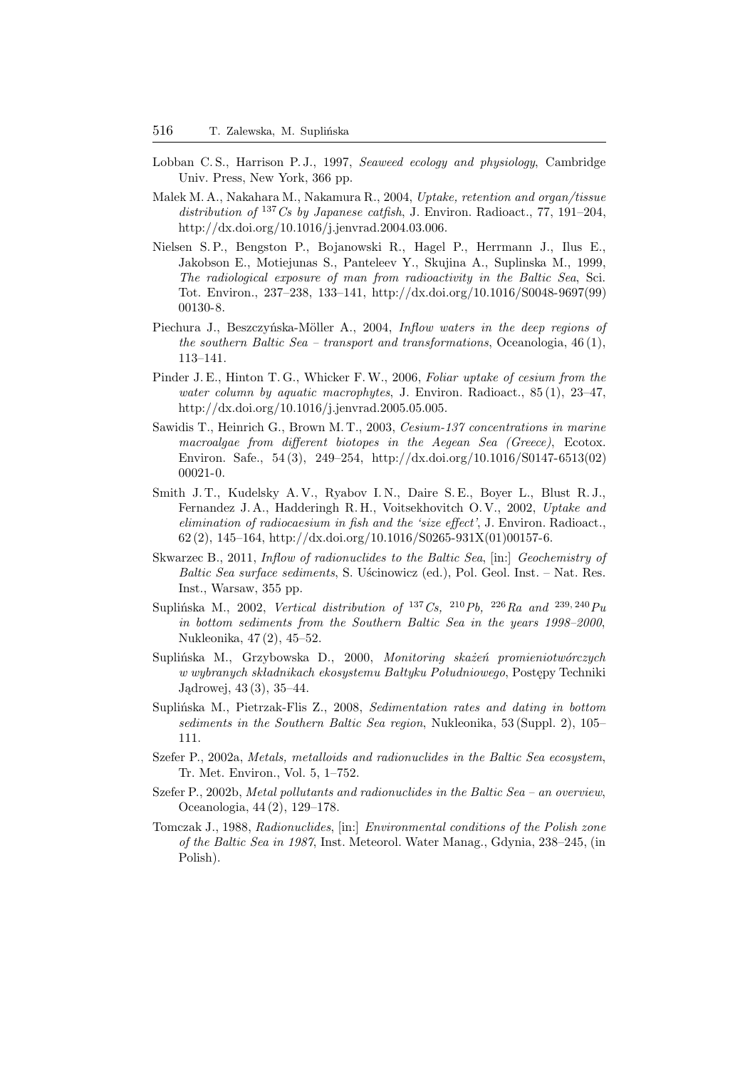Lobban C. S., Harrison P. J., 1997, *Seaweed ecology and physiology*, Cambridge Univ. Press, New York, 366 pp.

Malek M. A., Nakahara M., Nakamura R., 2004, *Uptake, retention and organ/tissue distribution of $^{137}Cs$ by Japanese catfish*, J. Environ. Radioact., 77, 191–204, http://dx.doi.org/10.1016/j.jenvrad.2004.03.006.

Nielsen S. P., Bengston P., Bojanowski R., Hagel P., Herrmann J., Ilus E., Jakobson E., Motiejunas S., Panteleev Y., Skujina A., Suplinska M., 1999, *The radiological exposure of man from radioactivity in the Baltic Sea*, Sci. Tot. Environ., 237–238, 133–141, http://dx.doi.org/10.1016/S0048-9697(99)00130-8.

Piechura J., Beszczyńska-Möller A., 2004, *Inflow waters in the deep regions of the southern Baltic Sea – transport and transformations*, Oceanologia, 46 (1), 113–141.

Pinder J. E., Hinton T. G., Whicker F. W., 2006, *Foliar uptake of cesium from the water column by aquatic macrophytes*, J. Environ. Radioact., 85 (1), 23–47, http://dx.doi.org/10.1016/j.jenvrad.2005.05.005.

Sawidis T., Heinrich G., Brown M. T., 2003, *Cesium-137 concentrations in marine macroalgae from different biotopes in the Aegean Sea (Greece)*, Ecotox. Environ. Safe., 54 (3), 249–254, http://dx.doi.org/10.1016/S0147-6513(02)00021-0.

Smith J. T., Kudelsky A. V., Ryabov I. N., Daire S. E., Boyer L., Blust R. J., Fernandez J. A., Hadderingh R. H., Voitsekhovitch O. V., 2002, *Uptake and elimination of radiocaesium in fish and the 'size effect'*, J. Environ. Radioact., 62 (2), 145–164, http://dx.doi.org/10.1016/S0265-931X(01)00157-6.

Skwarzec B., 2011, *Inflow of radionuclides to the Baltic Sea*, [in:] *Geochemistry of Baltic Sea surface sediments*, S. Uścinowicz (ed.), Pol. Geol. Inst. – Nat. Res. Inst., Warsaw, 355 pp.

Suplińska M., 2002, *Vertical distribution of $^{137}Cs$, $^{210}Pb$, $^{226}Ra$ and $^{239,240}Pu$ in bottom sediments from the Southern Baltic Sea in the years 1998–2000*, Nukleonika, 47 (2), 45–52.

Suplińska M., Grzybowska D., 2000, *Monitoring skażeń promieniotwórczych w wybranych składnikach ekosystemu Bałtyku Południowego*, Postępy Techniki Jądrowej, 43 (3), 35–44.

Suplińska M., Pietrzak-Flis Z., 2008, *Sedimentation rates and dating in bottom sediments in the Southern Baltic Sea region*, Nukleonika, 53 (Suppl. 2), 105–111.

Szefer P., 2002a, *Metals, metalloids and radionuclides in the Baltic Sea ecosystem*, Tr. Met. Environ., Vol. 5, 1–752.

Szefer P., 2002b, *Metal pollutants and radionuclides in the Baltic Sea – an overview*, Oceanologia, 44 (2), 129–178.

Tomczak J., 1988, *Radionuclides*, [in:] *Environmental conditions of the Polish zone of the Baltic Sea in 1987*, Inst. Meteorol. Water Manag., Gdynia, 238–245, (in Polish).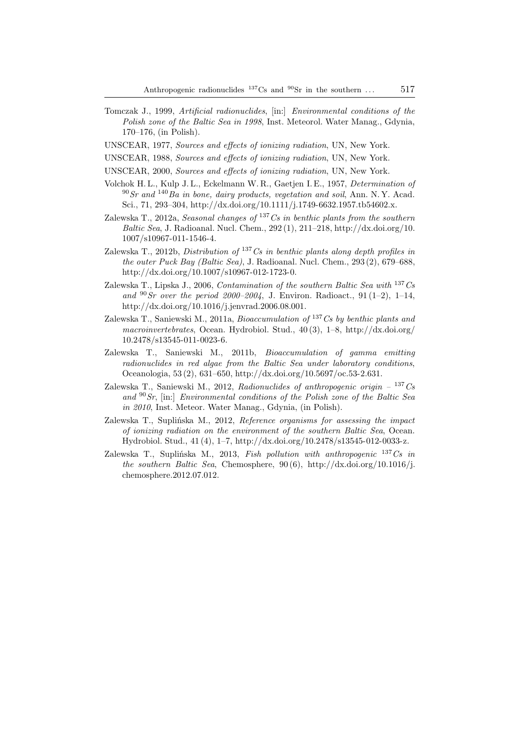Tomczak J., 1999, *Artificial radionuclides*, [in:] *Environmental conditions of the Polish zone of the Baltic Sea in 1998*, Inst. Meteorol. Water Manag., Gdynia, 170–176, (in Polish).

UNSCEAR, 1977, *Sources and effects of ionizing radiation*, UN, New York.

UNSCEAR, 1988, *Sources and effects of ionizing radiation*, UN, New York.

UNSCEAR, 2000, *Sources and effects of ionizing radiation*, UN, New York.

Volchok H. L., Kulp J. L., Eckelmann W. R., Gaetjen I. E., 1957, *Determination of $^{90}$Sr and $^{140}$Ba in bone, dairy products, vegetation and soil*, Ann. N. Y. Acad. Sci., 71, 293–304, http://dx.doi.org/10.1111/j.1749-6632.1957.tb54602.x.

Zalewska T., 2012a, *Seasonal changes of $^{137}$Cs in benthic plants from the southern Baltic Sea*, J. Radioanal. Nucl. Chem., 292 (1), 211–218, http://dx.doi.org/10.1007/s10967-011-1546-4.

Zalewska T., 2012b, *Distribution of $^{137}$Cs in benthic plants along depth profiles in the outer Puck Bay (Baltic Sea)*, J. Radioanal. Nucl. Chem., 293 (2), 679–688, http://dx.doi.org/10.1007/s10967-012-1723-0.

Zalewska T., Lipska J., 2006, *Contamination of the southern Baltic Sea with $^{137}$Cs and $^{90}$Sr over the period 2000–2004*, J. Environ. Radioact., 91 (1–2), 1–14, http://dx.doi.org/10.1016/j.jenvrad.2006.08.001.

Zalewska T., Saniewski M., 2011a, *Bioaccumulation of $^{137}$Cs by benthic plants and macroinvertebrates*, Ocean. Hydrobiol. Stud., 40 (3), 1–8, http://dx.doi.org/10.2478/s13545-011-0023-6.

Zalewska T., Saniewski M., 2011b, *Bioaccumulation of gamma emitting radionuclides in red algae from the Baltic Sea under laboratory conditions*, Oceanologia, 53 (2), 631–650, http://dx.doi.org/10.5697/oc.53-2.631.

Zalewska T., Saniewski M., 2012, *Radionuclides of anthropogenic origin – $^{137}$Cs and $^{90}$Sr*, [in:] *Environmental conditions of the Polish zone of the Baltic Sea in 2010*, Inst. Meteor. Water Manag., Gdynia, (in Polish).

Zalewska T., Suplińska M., 2012, *Reference organisms for assessing the impact of ionizing radiation on the environment of the southern Baltic Sea*, Ocean. Hydrobiol. Stud., 41 (4), 1–7, http://dx.doi.org/10.2478/s13545-012-0033-z.

Zalewska T., Suplińska M., 2013, *Fish pollution with anthropogenic $^{137}$Cs in the southern Baltic Sea*, Chemosphere, 90 (6), http://dx.doi.org/10.1016/j.chemosphere.2012.07.012.